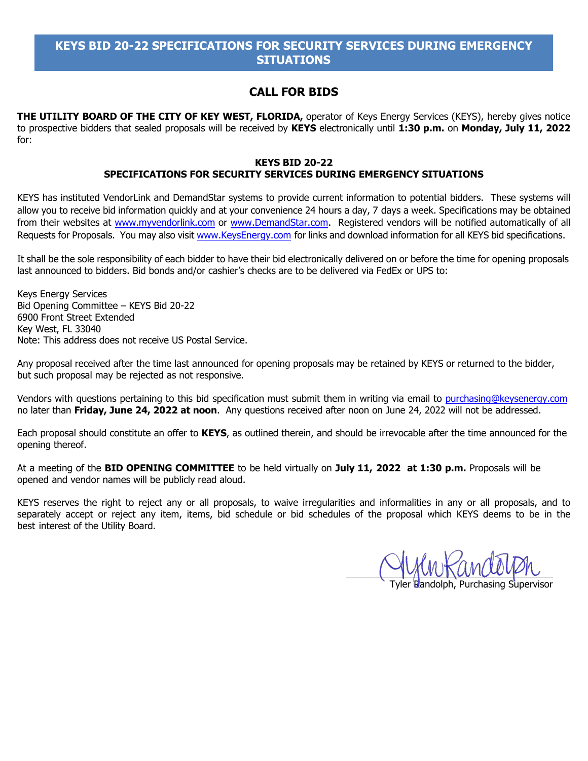# KEYS BID 20-22 SPECIFICATIONS FOR SECURITY SERVICES DURING EMERGENCY SITUATIONS

## CALL FOR BIDS

**THE UTILITY BOARD OF THE CITY OF KEY WEST, FLORIDA,** operator of Keys Energy Services (KEYS), hereby gives notice to prospective bidders that sealed proposals will be received by **KEYS** electronically until **1:30 p.m.** on **Monday, July 11, 2022** for:

**KEYS BID 20-22**
**SPECIFICATIONS FOR SECURITY SERVICES DURING EMERGENCY SITUATIONS**

KEYS has instituted VendorLink and DemandStar systems to provide current information to potential bidders. These systems will allow you to receive bid information quickly and at your convenience 24 hours a day, 7 days a week. Specifications may be obtained from their websites at www.myvendorlink.com or www.DemandStar.com. Registered vendors will be notified automatically of all Requests for Proposals. You may also visit www.KeysEnergy.com for links and download information for all KEYS bid specifications.

It shall be the sole responsibility of each bidder to have their bid electronically delivered on or before the time for opening proposals last announced to bidders. Bid bonds and/or cashier's checks are to be delivered via FedEx or UPS to:

Keys Energy Services
Bid Opening Committee – KEYS Bid 20-22
6900 Front Street Extended
Key West, FL 33040
Note: This address does not receive US Postal Service.

Any proposal received after the time last announced for opening proposals may be retained by KEYS or returned to the bidder, but such proposal may be rejected as not responsive.

Vendors with questions pertaining to this bid specification must submit them in writing via email to purchasing@keysenergy.com no later than **Friday, June 24, 2022 at noon**. Any questions received after noon on June 24, 2022 will not be addressed.

Each proposal should constitute an offer to **KEYS**, as outlined therein, and should be irrevocable after the time announced for the opening thereof.

At a meeting of the **BID OPENING COMMITTEE** to be held virtually on **July 11, 2022 at 1:30 p.m.** Proposals will be opened and vendor names will be publicly read aloud.

KEYS reserves the right to reject any or all proposals, to waive irregularities and informalities in any or all proposals, and to separately accept or reject any item, items, bid schedule or bid schedules of the proposal which KEYS deems to be in the best interest of the Utility Board.

Tyler Randolph, Purchasing Supervisor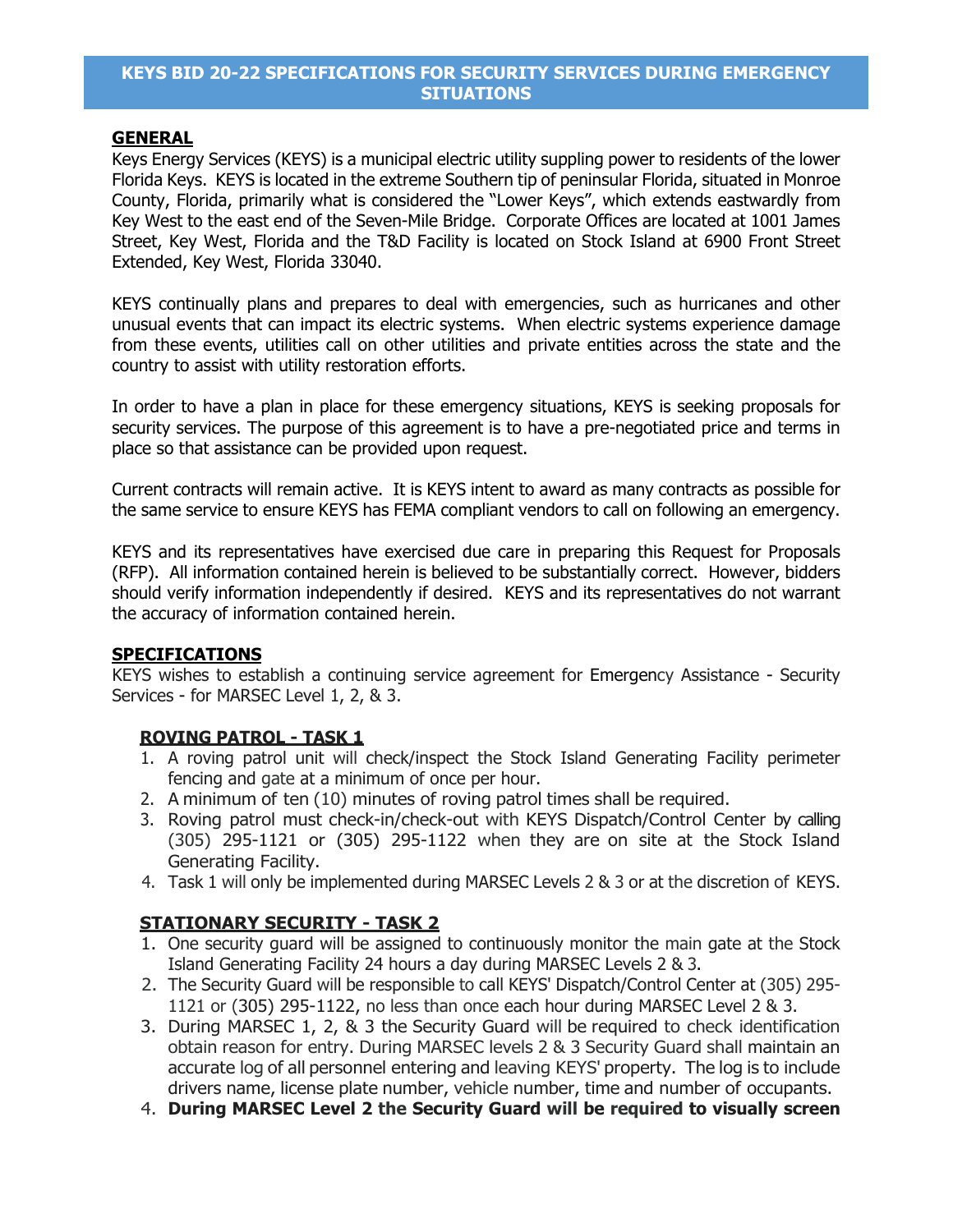## KEYS BID 20-22 SPECIFICATIONS FOR SECURITY SERVICES DURING EMERGENCY SITUATIONS

### GENERAL

Keys Energy Services (KEYS) is a municipal electric utility suppling power to residents of the lower Florida Keys. KEYS is located in the extreme Southern tip of peninsular Florida, situated in Monroe County, Florida, primarily what is considered the "Lower Keys", which extends eastwardly from Key West to the east end of the Seven-Mile Bridge. Corporate Offices are located at 1001 James Street, Key West, Florida and the T&D Facility is located on Stock Island at 6900 Front Street Extended, Key West, Florida 33040.

KEYS continually plans and prepares to deal with emergencies, such as hurricanes and other unusual events that can impact its electric systems. When electric systems experience damage from these events, utilities call on other utilities and private entities across the state and the country to assist with utility restoration efforts.

In order to have a plan in place for these emergency situations, KEYS is seeking proposals for security services. The purpose of this agreement is to have a pre-negotiated price and terms in place so that assistance can be provided upon request.

Current contracts will remain active. It is KEYS intent to award as many contracts as possible for the same service to ensure KEYS has FEMA compliant vendors to call on following an emergency.

KEYS and its representatives have exercised due care in preparing this Request for Proposals (RFP). All information contained herein is believed to be substantially correct. However, bidders should verify information independently if desired. KEYS and its representatives do not warrant the accuracy of information contained herein.

### SPECIFICATIONS

KEYS wishes to establish a continuing service agreement for Emergency Assistance - Security Services - for MARSEC Level 1, 2, & 3.

#### ROVING PATROL - TASK 1

1. A roving patrol unit will check/inspect the Stock Island Generating Facility perimeter fencing and gate at a minimum of once per hour.
2. A minimum of ten (10) minutes of roving patrol times shall be required.
3. Roving patrol must check-in/check-out with KEYS Dispatch/Control Center by calling (305) 295-1121 or (305) 295-1122 when they are on site at the Stock Island Generating Facility.
4. Task 1 will only be implemented during MARSEC Levels 2 & 3 or at the discretion of KEYS.

#### STATIONARY SECURITY - TASK 2

1. One security guard will be assigned to continuously monitor the main gate at the Stock Island Generating Facility 24 hours a day during MARSEC Levels 2 & 3.
2. The Security Guard will be responsible to call KEYS' Dispatch/Control Center at (305) 295-1121 or (305) 295-1122, no less than once each hour during MARSEC Level 2 & 3.
3. During MARSEC 1, 2, & 3 the Security Guard will be required to check identification obtain reason for entry. During MARSEC levels 2 & 3 Security Guard shall maintain an accurate log of all personnel entering and leaving KEYS' property. The log is to include drivers name, license plate number, vehicle number, time and number of occupants.
4. **During MARSEC Level 2 the Security Guard will be required to visually screen**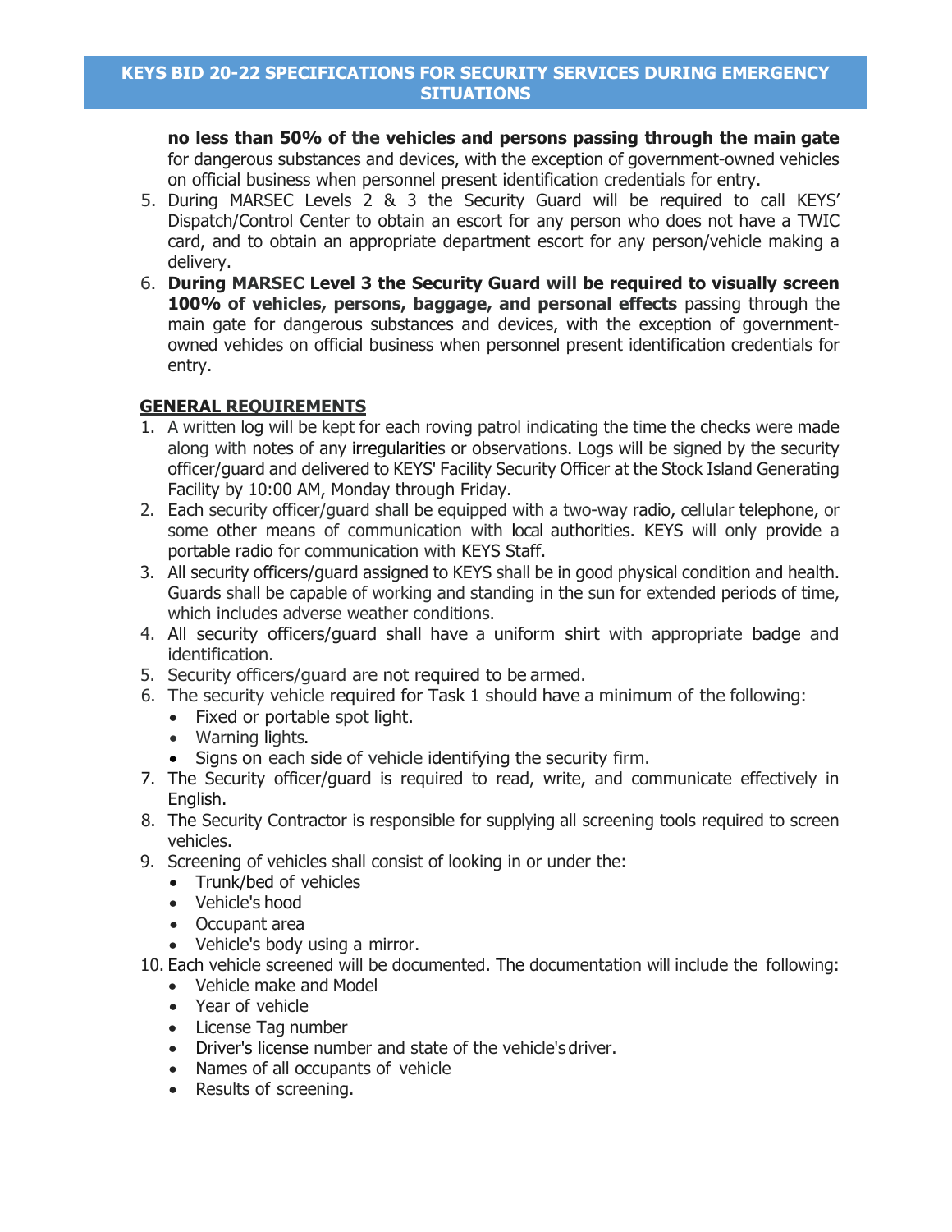**no less than 50% of the vehicles and persons passing through the main gate** for dangerous substances and devices, with the exception of government-owned vehicles on official business when personnel present identification credentials for entry.

5. During MARSEC Levels 2 & 3 the Security Guard will be required to call KEYS' Dispatch/Control Center to obtain an escort for any person who does not have a TWIC card, and to obtain an appropriate department escort for any person/vehicle making a delivery.
6. **During MARSEC Level 3 the Security Guard will be required to visually screen 100% of vehicles, persons, baggage, and personal effects** passing through the main gate for dangerous substances and devices, with the exception of government-owned vehicles on official business when personnel present identification credentials for entry.

## GENERAL REQUIREMENTS

1. A written log will be kept for each roving patrol indicating the time the checks were made along with notes of any irregularities or observations. Logs will be signed by the security officer/guard and delivered to KEYS' Facility Security Officer at the Stock Island Generating Facility by 10:00 AM, Monday through Friday.
2. Each security officer/guard shall be equipped with a two-way radio, cellular telephone, or some other means of communication with local authorities. KEYS will only provide a portable radio for communication with KEYS Staff.
3. All security officers/guard assigned to KEYS shall be in good physical condition and health. Guards shall be capable of working and standing in the sun for extended periods of time, which includes adverse weather conditions.
4. All security officers/guard shall have a uniform shirt with appropriate badge and identification.
5. Security officers/guard are not required to be armed.
6. The security vehicle required for Task 1 should have a minimum of the following:
   - Fixed or portable spot light.
   - Warning lights.
   - Signs on each side of vehicle identifying the security firm.
7. The Security officer/guard is required to read, write, and communicate effectively in English.
8. The Security Contractor is responsible for supplying all screening tools required to screen vehicles.
9. Screening of vehicles shall consist of looking in or under the:
   - Trunk/bed of vehicles
   - Vehicle's hood
   - Occupant area
   - Vehicle's body using a mirror.
10. Each vehicle screened will be documented. The documentation will include the following:
    - Vehicle make and Model
    - Year of vehicle
    - License Tag number
    - Driver's license number and state of the vehicle's driver.
    - Names of all occupants of vehicle
    - Results of screening.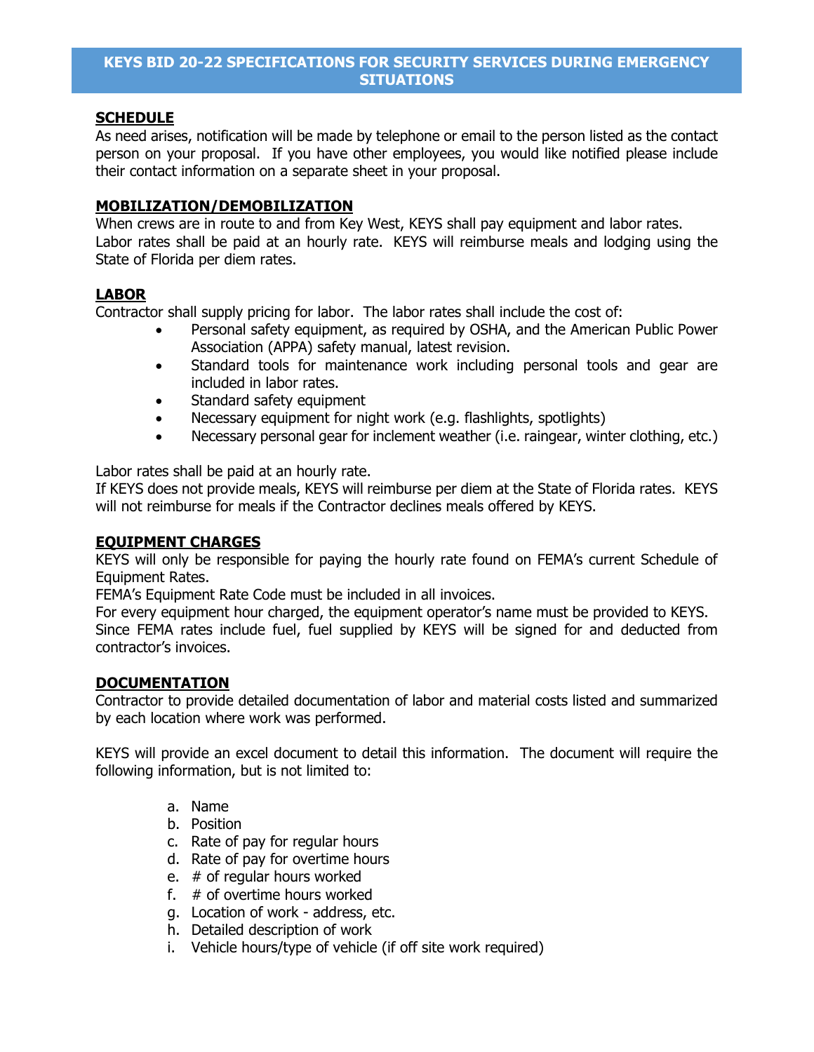# KEYS BID 20-22 SPECIFICATIONS FOR SECURITY SERVICES DURING EMERGENCY SITUATIONS

## SCHEDULE

As need arises, notification will be made by telephone or email to the person listed as the contact person on your proposal. If you have other employees, you would like notified please include their contact information on a separate sheet in your proposal.

## MOBILIZATION/DEMOBILIZATION

When crews are in route to and from Key West, KEYS shall pay equipment and labor rates. Labor rates shall be paid at an hourly rate. KEYS will reimburse meals and lodging using the State of Florida per diem rates.

## LABOR

Contractor shall supply pricing for labor. The labor rates shall include the cost of:

- Personal safety equipment, as required by OSHA, and the American Public Power Association (APPA) safety manual, latest revision.
- Standard tools for maintenance work including personal tools and gear are included in labor rates.
- Standard safety equipment
- Necessary equipment for night work (e.g. flashlights, spotlights)
- Necessary personal gear for inclement weather (i.e. raingear, winter clothing, etc.)

Labor rates shall be paid at an hourly rate.
If KEYS does not provide meals, KEYS will reimburse per diem at the State of Florida rates. KEYS will not reimburse for meals if the Contractor declines meals offered by KEYS.

## EQUIPMENT CHARGES

KEYS will only be responsible for paying the hourly rate found on FEMA's current Schedule of Equipment Rates.
FEMA's Equipment Rate Code must be included in all invoices.
For every equipment hour charged, the equipment operator's name must be provided to KEYS.
Since FEMA rates include fuel, fuel supplied by KEYS will be signed for and deducted from contractor's invoices.

## DOCUMENTATION

Contractor to provide detailed documentation of labor and material costs listed and summarized by each location where work was performed.

KEYS will provide an excel document to detail this information. The document will require the following information, but is not limited to:

a. Name
b. Position
c. Rate of pay for regular hours
d. Rate of pay for overtime hours
e. # of regular hours worked
f. # of overtime hours worked
g. Location of work - address, etc.
h. Detailed description of work
i. Vehicle hours/type of vehicle (if off site work required)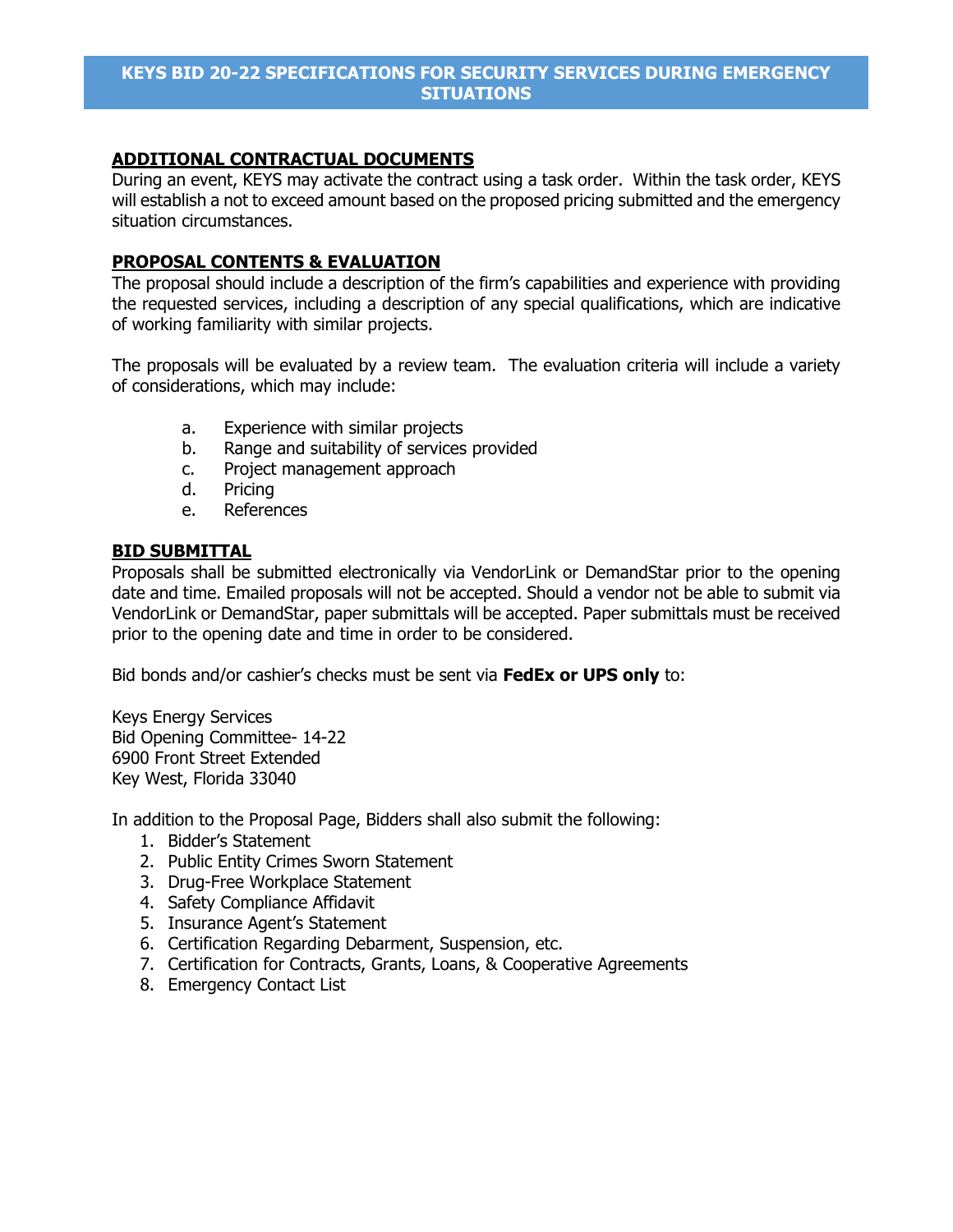# KEYS BID 20-22 SPECIFICATIONS FOR SECURITY SERVICES DURING EMERGENCY SITUATIONS

## ADDITIONAL CONTRACTUAL DOCUMENTS

During an event, KEYS may activate the contract using a task order. Within the task order, KEYS will establish a not to exceed amount based on the proposed pricing submitted and the emergency situation circumstances.

## PROPOSAL CONTENTS & EVALUATION

The proposal should include a description of the firm's capabilities and experience with providing the requested services, including a description of any special qualifications, which are indicative of working familiarity with similar projects.

The proposals will be evaluated by a review team. The evaluation criteria will include a variety of considerations, which may include:

a. Experience with similar projects
b. Range and suitability of services provided
c. Project management approach
d. Pricing
e. References

## BID SUBMITTAL

Proposals shall be submitted electronically via VendorLink or DemandStar prior to the opening date and time. Emailed proposals will not be accepted. Should a vendor not be able to submit via VendorLink or DemandStar, paper submittals will be accepted. Paper submittals must be received prior to the opening date and time in order to be considered.

Bid bonds and/or cashier's checks must be sent via **FedEx or UPS only** to:

Keys Energy Services
Bid Opening Committee- 14-22
6900 Front Street Extended
Key West, Florida 33040

In addition to the Proposal Page, Bidders shall also submit the following:

1. Bidder's Statement
2. Public Entity Crimes Sworn Statement
3. Drug-Free Workplace Statement
4. Safety Compliance Affidavit
5. Insurance Agent's Statement
6. Certification Regarding Debarment, Suspension, etc.
7. Certification for Contracts, Grants, Loans, & Cooperative Agreements
8. Emergency Contact List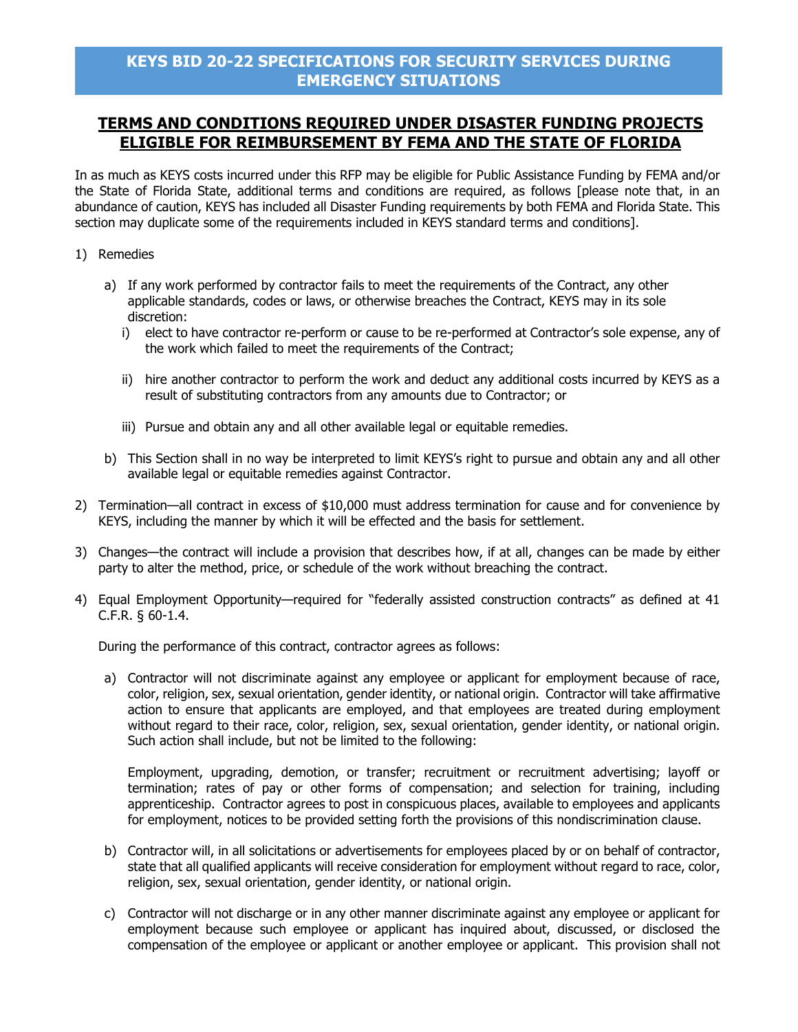# KEYS BID 20-22 SPECIFICATIONS FOR SECURITY SERVICES DURING EMERGENCY SITUATIONS

## TERMS AND CONDITIONS REQUIRED UNDER DISASTER FUNDING PROJECTS ELIGIBLE FOR REIMBURSEMENT BY FEMA AND THE STATE OF FLORIDA

In as much as KEYS costs incurred under this RFP may be eligible for Public Assistance Funding by FEMA and/or the State of Florida State, additional terms and conditions are required, as follows [please note that, in an abundance of caution, KEYS has included all Disaster Funding requirements by both FEMA and Florida State. This section may duplicate some of the requirements included in KEYS standard terms and conditions].

1) Remedies

   a) If any work performed by contractor fails to meet the requirements of the Contract, any other applicable standards, codes or laws, or otherwise breaches the Contract, KEYS may in its sole discretion:

      i) elect to have contractor re-perform or cause to be re-performed at Contractor's sole expense, any of the work which failed to meet the requirements of the Contract;

      ii) hire another contractor to perform the work and deduct any additional costs incurred by KEYS as a result of substituting contractors from any amounts due to Contractor; or

      iii) Pursue and obtain any and all other available legal or equitable remedies.

   b) This Section shall in no way be interpreted to limit KEYS's right to pursue and obtain any and all other available legal or equitable remedies against Contractor.

2) Termination—all contract in excess of $10,000 must address termination for cause and for convenience by KEYS, including the manner by which it will be effected and the basis for settlement.

3) Changes—the contract will include a provision that describes how, if at all, changes can be made by either party to alter the method, price, or schedule of the work without breaching the contract.

4) Equal Employment Opportunity—required for "federally assisted construction contracts" as defined at 41 C.F.R. § 60-1.4.

   During the performance of this contract, contractor agrees as follows:

   a) Contractor will not discriminate against any employee or applicant for employment because of race, color, religion, sex, sexual orientation, gender identity, or national origin. Contractor will take affirmative action to ensure that applicants are employed, and that employees are treated during employment without regard to their race, color, religion, sex, sexual orientation, gender identity, or national origin. Such action shall include, but not be limited to the following:

      Employment, upgrading, demotion, or transfer; recruitment or recruitment advertising; layoff or termination; rates of pay or other forms of compensation; and selection for training, including apprenticeship. Contractor agrees to post in conspicuous places, available to employees and applicants for employment, notices to be provided setting forth the provisions of this nondiscrimination clause.

   b) Contractor will, in all solicitations or advertisements for employees placed by or on behalf of contractor, state that all qualified applicants will receive consideration for employment without regard to race, color, religion, sex, sexual orientation, gender identity, or national origin.

   c) Contractor will not discharge or in any other manner discriminate against any employee or applicant for employment because such employee or applicant has inquired about, discussed, or disclosed the compensation of the employee or applicant or another employee or applicant. This provision shall not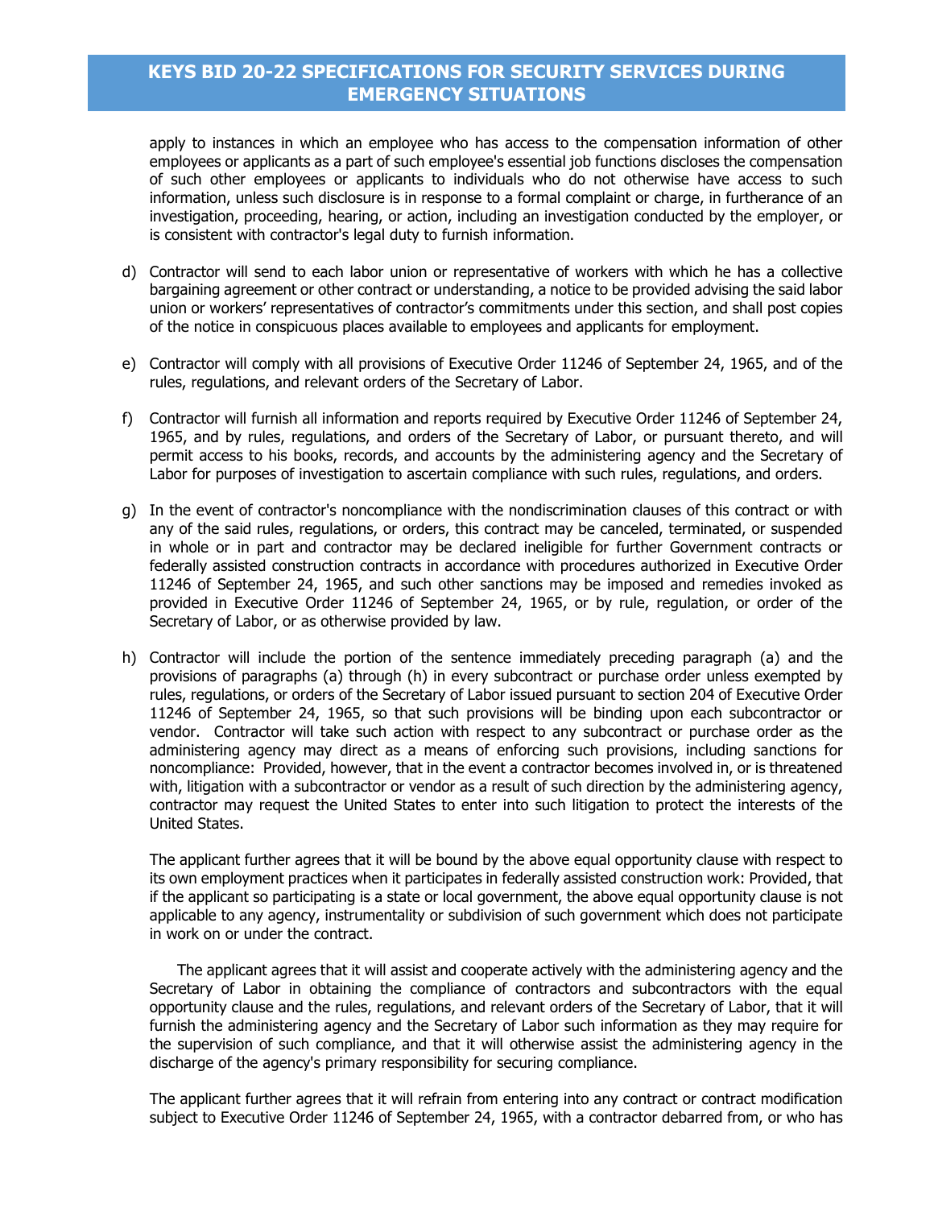apply to instances in which an employee who has access to the compensation information of other employees or applicants as a part of such employee's essential job functions discloses the compensation of such other employees or applicants to individuals who do not otherwise have access to such information, unless such disclosure is in response to a formal complaint or charge, in furtherance of an investigation, proceeding, hearing, or action, including an investigation conducted by the employer, or is consistent with contractor's legal duty to furnish information.

d) Contractor will send to each labor union or representative of workers with which he has a collective bargaining agreement or other contract or understanding, a notice to be provided advising the said labor union or workers' representatives of contractor's commitments under this section, and shall post copies of the notice in conspicuous places available to employees and applicants for employment.

e) Contractor will comply with all provisions of Executive Order 11246 of September 24, 1965, and of the rules, regulations, and relevant orders of the Secretary of Labor.

f) Contractor will furnish all information and reports required by Executive Order 11246 of September 24, 1965, and by rules, regulations, and orders of the Secretary of Labor, or pursuant thereto, and will permit access to his books, records, and accounts by the administering agency and the Secretary of Labor for purposes of investigation to ascertain compliance with such rules, regulations, and orders.

g) In the event of contractor's noncompliance with the nondiscrimination clauses of this contract or with any of the said rules, regulations, or orders, this contract may be canceled, terminated, or suspended in whole or in part and contractor may be declared ineligible for further Government contracts or federally assisted construction contracts in accordance with procedures authorized in Executive Order 11246 of September 24, 1965, and such other sanctions may be imposed and remedies invoked as provided in Executive Order 11246 of September 24, 1965, or by rule, regulation, or order of the Secretary of Labor, or as otherwise provided by law.

h) Contractor will include the portion of the sentence immediately preceding paragraph (a) and the provisions of paragraphs (a) through (h) in every subcontract or purchase order unless exempted by rules, regulations, or orders of the Secretary of Labor issued pursuant to section 204 of Executive Order 11246 of September 24, 1965, so that such provisions will be binding upon each subcontractor or vendor. Contractor will take such action with respect to any subcontract or purchase order as the administering agency may direct as a means of enforcing such provisions, including sanctions for noncompliance: Provided, however, that in the event a contractor becomes involved in, or is threatened with, litigation with a subcontractor or vendor as a result of such direction by the administering agency, contractor may request the United States to enter into such litigation to protect the interests of the United States.

The applicant further agrees that it will be bound by the above equal opportunity clause with respect to its own employment practices when it participates in federally assisted construction work: Provided, that if the applicant so participating is a state or local government, the above equal opportunity clause is not applicable to any agency, instrumentality or subdivision of such government which does not participate in work on or under the contract.

The applicant agrees that it will assist and cooperate actively with the administering agency and the Secretary of Labor in obtaining the compliance of contractors and subcontractors with the equal opportunity clause and the rules, regulations, and relevant orders of the Secretary of Labor, that it will furnish the administering agency and the Secretary of Labor such information as they may require for the supervision of such compliance, and that it will otherwise assist the administering agency in the discharge of the agency's primary responsibility for securing compliance.

The applicant further agrees that it will refrain from entering into any contract or contract modification subject to Executive Order 11246 of September 24, 1965, with a contractor debarred from, or who has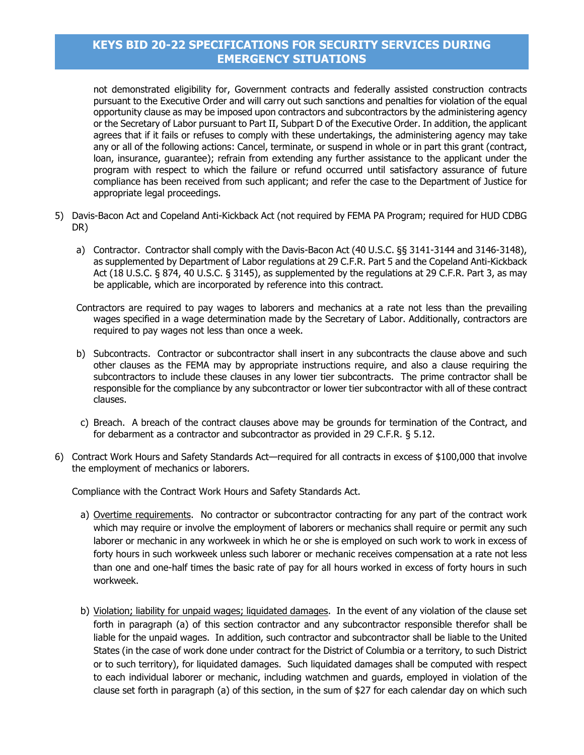not demonstrated eligibility for, Government contracts and federally assisted construction contracts pursuant to the Executive Order and will carry out such sanctions and penalties for violation of the equal opportunity clause as may be imposed upon contractors and subcontractors by the administering agency or the Secretary of Labor pursuant to Part II, Subpart D of the Executive Order. In addition, the applicant agrees that if it fails or refuses to comply with these undertakings, the administering agency may take any or all of the following actions: Cancel, terminate, or suspend in whole or in part this grant (contract, loan, insurance, guarantee); refrain from extending any further assistance to the applicant under the program with respect to which the failure or refund occurred until satisfactory assurance of future compliance has been received from such applicant; and refer the case to the Department of Justice for appropriate legal proceedings.

5) Davis-Bacon Act and Copeland Anti-Kickback Act (not required by FEMA PA Program; required for HUD CDBG DR)

   a) Contractor. Contractor shall comply with the Davis-Bacon Act (40 U.S.C. §§ 3141-3144 and 3146-3148), as supplemented by Department of Labor regulations at 29 C.F.R. Part 5 and the Copeland Anti-Kickback Act (18 U.S.C. § 874, 40 U.S.C. § 3145), as supplemented by the regulations at 29 C.F.R. Part 3, as may be applicable, which are incorporated by reference into this contract.

   Contractors are required to pay wages to laborers and mechanics at a rate not less than the prevailing wages specified in a wage determination made by the Secretary of Labor. Additionally, contractors are required to pay wages not less than once a week.

   b) Subcontracts. Contractor or subcontractor shall insert in any subcontracts the clause above and such other clauses as the FEMA may by appropriate instructions require, and also a clause requiring the subcontractors to include these clauses in any lower tier subcontracts. The prime contractor shall be responsible for the compliance by any subcontractor or lower tier subcontractor with all of these contract clauses.

   c) Breach. A breach of the contract clauses above may be grounds for termination of the Contract, and for debarment as a contractor and subcontractor as provided in 29 C.F.R. § 5.12.

6) Contract Work Hours and Safety Standards Act—required for all contracts in excess of $100,000 that involve the employment of mechanics or laborers.

   Compliance with the Contract Work Hours and Safety Standards Act.

   a) Overtime requirements. No contractor or subcontractor contracting for any part of the contract work which may require or involve the employment of laborers or mechanics shall require or permit any such laborer or mechanic in any workweek in which he or she is employed on such work to work in excess of forty hours in such workweek unless such laborer or mechanic receives compensation at a rate not less than one and one-half times the basic rate of pay for all hours worked in excess of forty hours in such workweek.

   b) Violation; liability for unpaid wages; liquidated damages. In the event of any violation of the clause set forth in paragraph (a) of this section contractor and any subcontractor responsible therefor shall be liable for the unpaid wages. In addition, such contractor and subcontractor shall be liable to the United States (in the case of work done under contract for the District of Columbia or a territory, to such District or to such territory), for liquidated damages. Such liquidated damages shall be computed with respect to each individual laborer or mechanic, including watchmen and guards, employed in violation of the clause set forth in paragraph (a) of this section, in the sum of $27 for each calendar day on which such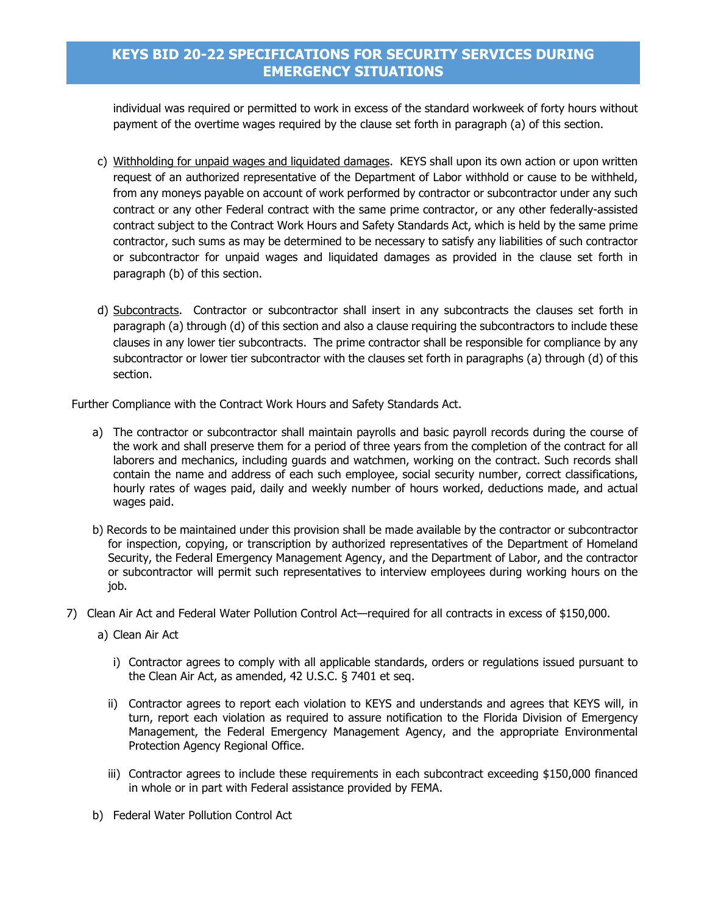individual was required or permitted to work in excess of the standard workweek of forty hours without payment of the overtime wages required by the clause set forth in paragraph (a) of this section.

c) Withholding for unpaid wages and liquidated damages. KEYS shall upon its own action or upon written request of an authorized representative of the Department of Labor withhold or cause to be withheld, from any moneys payable on account of work performed by contractor or subcontractor under any such contract or any other Federal contract with the same prime contractor, or any other federally-assisted contract subject to the Contract Work Hours and Safety Standards Act, which is held by the same prime contractor, such sums as may be determined to be necessary to satisfy any liabilities of such contractor or subcontractor for unpaid wages and liquidated damages as provided in the clause set forth in paragraph (b) of this section.

d) Subcontracts. Contractor or subcontractor shall insert in any subcontracts the clauses set forth in paragraph (a) through (d) of this section and also a clause requiring the subcontractors to include these clauses in any lower tier subcontracts. The prime contractor shall be responsible for compliance by any subcontractor or lower tier subcontractor with the clauses set forth in paragraphs (a) through (d) of this section.

Further Compliance with the Contract Work Hours and Safety Standards Act.

a) The contractor or subcontractor shall maintain payrolls and basic payroll records during the course of the work and shall preserve them for a period of three years from the completion of the contract for all laborers and mechanics, including guards and watchmen, working on the contract. Such records shall contain the name and address of each such employee, social security number, correct classifications, hourly rates of wages paid, daily and weekly number of hours worked, deductions made, and actual wages paid.

b) Records to be maintained under this provision shall be made available by the contractor or subcontractor for inspection, copying, or transcription by authorized representatives of the Department of Homeland Security, the Federal Emergency Management Agency, and the Department of Labor, and the contractor or subcontractor will permit such representatives to interview employees during working hours on the job.

7) Clean Air Act and Federal Water Pollution Control Act—required for all contracts in excess of $150,000.

a) Clean Air Act

i) Contractor agrees to comply with all applicable standards, orders or regulations issued pursuant to the Clean Air Act, as amended, 42 U.S.C. § 7401 et seq.

ii) Contractor agrees to report each violation to KEYS and understands and agrees that KEYS will, in turn, report each violation as required to assure notification to the Florida Division of Emergency Management, the Federal Emergency Management Agency, and the appropriate Environmental Protection Agency Regional Office.

iii) Contractor agrees to include these requirements in each subcontract exceeding $150,000 financed in whole or in part with Federal assistance provided by FEMA.

b) Federal Water Pollution Control Act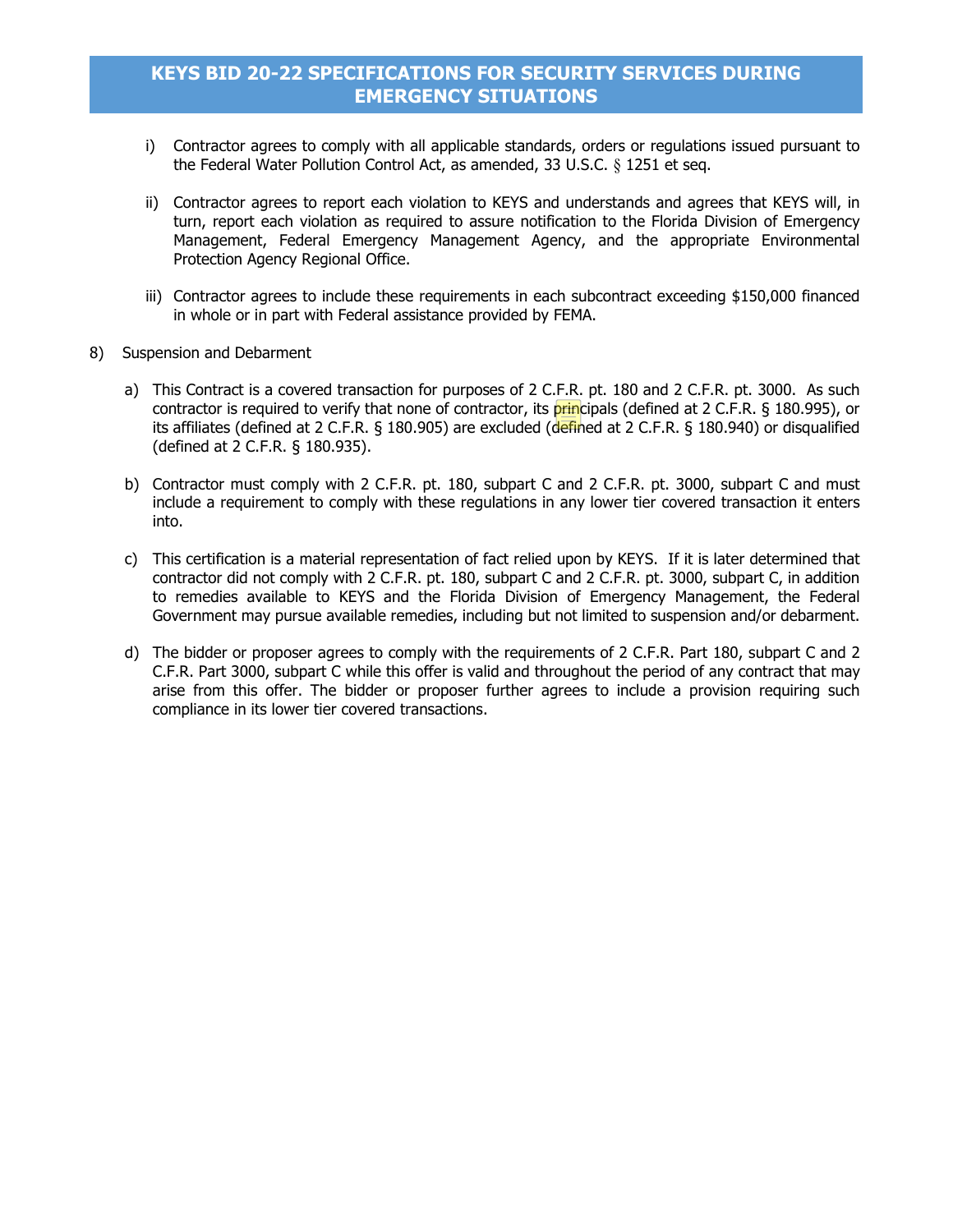i) Contractor agrees to comply with all applicable standards, orders or regulations issued pursuant to the Federal Water Pollution Control Act, as amended, 33 U.S.C. § 1251 et seq.

ii) Contractor agrees to report each violation to KEYS and understands and agrees that KEYS will, in turn, report each violation as required to assure notification to the Florida Division of Emergency Management, Federal Emergency Management Agency, and the appropriate Environmental Protection Agency Regional Office.

iii) Contractor agrees to include these requirements in each subcontract exceeding $150,000 financed in whole or in part with Federal assistance provided by FEMA.

8) Suspension and Debarment

a) This Contract is a covered transaction for purposes of 2 C.F.R. pt. 180 and 2 C.F.R. pt. 3000. As such contractor is required to verify that none of contractor, its principals (defined at 2 C.F.R. § 180.995), or its affiliates (defined at 2 C.F.R. § 180.905) are excluded (defined at 2 C.F.R. § 180.940) or disqualified (defined at 2 C.F.R. § 180.935).

b) Contractor must comply with 2 C.F.R. pt. 180, subpart C and 2 C.F.R. pt. 3000, subpart C and must include a requirement to comply with these regulations in any lower tier covered transaction it enters into.

c) This certification is a material representation of fact relied upon by KEYS. If it is later determined that contractor did not comply with 2 C.F.R. pt. 180, subpart C and 2 C.F.R. pt. 3000, subpart C, in addition to remedies available to KEYS and the Florida Division of Emergency Management, the Federal Government may pursue available remedies, including but not limited to suspension and/or debarment.

d) The bidder or proposer agrees to comply with the requirements of 2 C.F.R. Part 180, subpart C and 2 C.F.R. Part 3000, subpart C while this offer is valid and throughout the period of any contract that may arise from this offer. The bidder or proposer further agrees to include a provision requiring such compliance in its lower tier covered transactions.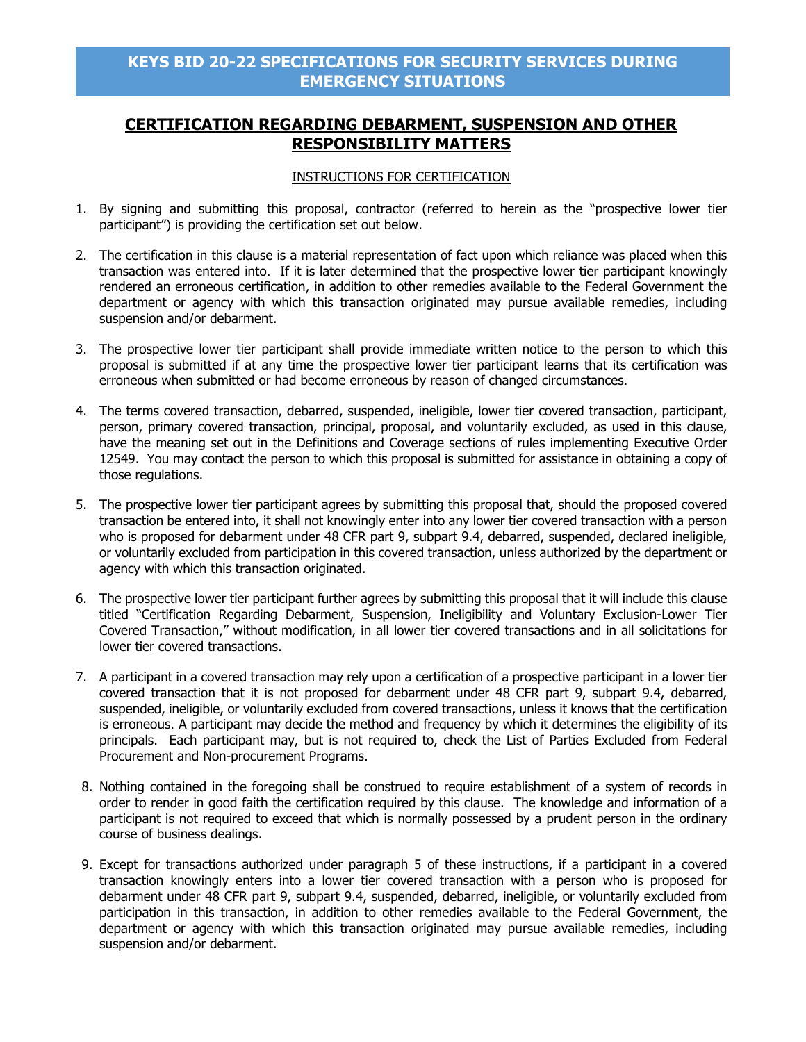# KEYS BID 20-22 SPECIFICATIONS FOR SECURITY SERVICES DURING EMERGENCY SITUATIONS

## CERTIFICATION REGARDING DEBARMENT, SUSPENSION AND OTHER RESPONSIBILITY MATTERS

### INSTRUCTIONS FOR CERTIFICATION

1. By signing and submitting this proposal, contractor (referred to herein as the "prospective lower tier participant") is providing the certification set out below.

2. The certification in this clause is a material representation of fact upon which reliance was placed when this transaction was entered into. If it is later determined that the prospective lower tier participant knowingly rendered an erroneous certification, in addition to other remedies available to the Federal Government the department or agency with which this transaction originated may pursue available remedies, including suspension and/or debarment.

3. The prospective lower tier participant shall provide immediate written notice to the person to which this proposal is submitted if at any time the prospective lower tier participant learns that its certification was erroneous when submitted or had become erroneous by reason of changed circumstances.

4. The terms covered transaction, debarred, suspended, ineligible, lower tier covered transaction, participant, person, primary covered transaction, principal, proposal, and voluntarily excluded, as used in this clause, have the meaning set out in the Definitions and Coverage sections of rules implementing Executive Order 12549. You may contact the person to which this proposal is submitted for assistance in obtaining a copy of those regulations.

5. The prospective lower tier participant agrees by submitting this proposal that, should the proposed covered transaction be entered into, it shall not knowingly enter into any lower tier covered transaction with a person who is proposed for debarment under 48 CFR part 9, subpart 9.4, debarred, suspended, declared ineligible, or voluntarily excluded from participation in this covered transaction, unless authorized by the department or agency with which this transaction originated.

6. The prospective lower tier participant further agrees by submitting this proposal that it will include this clause titled "Certification Regarding Debarment, Suspension, Ineligibility and Voluntary Exclusion-Lower Tier Covered Transaction," without modification, in all lower tier covered transactions and in all solicitations for lower tier covered transactions.

7. A participant in a covered transaction may rely upon a certification of a prospective participant in a lower tier covered transaction that it is not proposed for debarment under 48 CFR part 9, subpart 9.4, debarred, suspended, ineligible, or voluntarily excluded from covered transactions, unless it knows that the certification is erroneous. A participant may decide the method and frequency by which it determines the eligibility of its principals. Each participant may, but is not required to, check the List of Parties Excluded from Federal Procurement and Non-procurement Programs.

8. Nothing contained in the foregoing shall be construed to require establishment of a system of records in order to render in good faith the certification required by this clause. The knowledge and information of a participant is not required to exceed that which is normally possessed by a prudent person in the ordinary course of business dealings.

9. Except for transactions authorized under paragraph 5 of these instructions, if a participant in a covered transaction knowingly enters into a lower tier covered transaction with a person who is proposed for debarment under 48 CFR part 9, subpart 9.4, suspended, debarred, ineligible, or voluntarily excluded from participation in this transaction, in addition to other remedies available to the Federal Government, the department or agency with which this transaction originated may pursue available remedies, including suspension and/or debarment.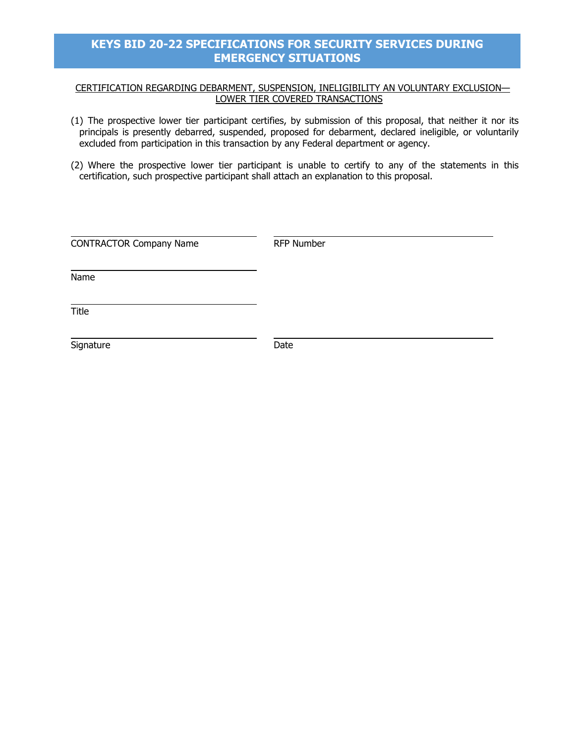# KEYS BID 20-22 SPECIFICATIONS FOR SECURITY SERVICES DURING EMERGENCY SITUATIONS

CERTIFICATION REGARDING DEBARMENT, SUSPENSION, INELIGIBILITY AN VOLUNTARY EXCLUSION—LOWER TIER COVERED TRANSACTIONS

(1) The prospective lower tier participant certifies, by submission of this proposal, that neither it nor its principals is presently debarred, suspended, proposed for debarment, declared ineligible, or voluntarily excluded from participation in this transaction by any Federal department or agency.

(2) Where the prospective lower tier participant is unable to certify to any of the statements in this certification, such prospective participant shall attach an explanation to this proposal.

\_\_\_\_\_\_\_\_\_\_\_\_\_\_\_\_\_\_\_\_\_\_\_\_\_\_\_\_\_\_
CONTRACTOR Company Name

\_\_\_\_\_\_\_\_\_\_\_\_\_\_\_\_\_\_\_\_\_\_\_\_\_\_\_\_\_\_
RFP Number

\_\_\_\_\_\_\_\_\_\_\_\_\_\_\_\_\_\_\_\_\_\_\_\_\_\_\_\_\_\_
Name

\_\_\_\_\_\_\_\_\_\_\_\_\_\_\_\_\_\_\_\_\_\_\_\_\_\_\_\_\_\_
Title

\_\_\_\_\_\_\_\_\_\_\_\_\_\_\_\_\_\_\_\_\_\_\_\_\_\_\_\_\_\_
Signature

\_\_\_\_\_\_\_\_\_\_\_\_\_\_\_\_\_\_\_\_\_\_\_\_\_\_\_\_\_\_
Date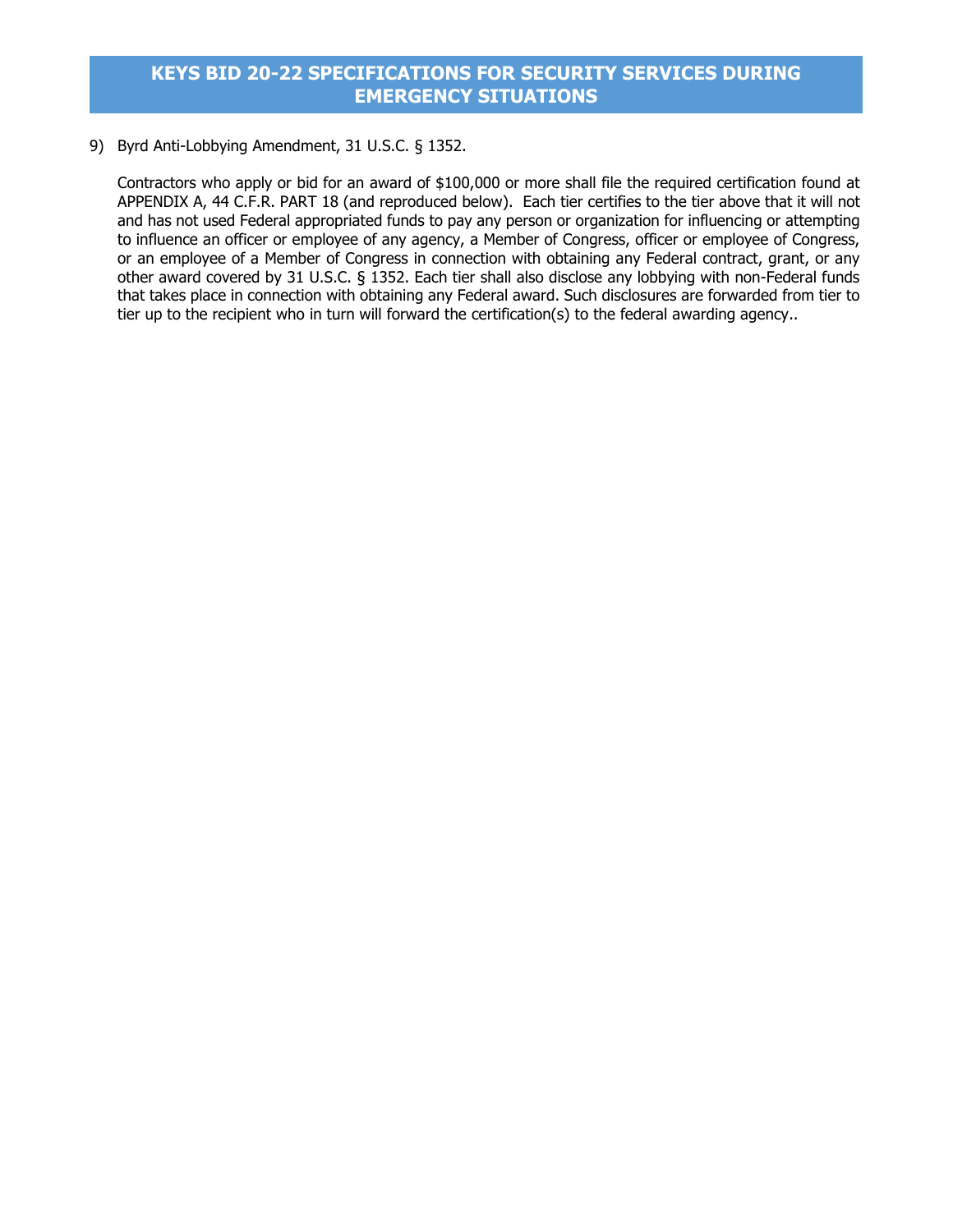9) Byrd Anti-Lobbying Amendment, 31 U.S.C. § 1352.

   Contractors who apply or bid for an award of $100,000 or more shall file the required certification found at APPENDIX A, 44 C.F.R. PART 18 (and reproduced below). Each tier certifies to the tier above that it will not and has not used Federal appropriated funds to pay any person or organization for influencing or attempting to influence an officer or employee of any agency, a Member of Congress, officer or employee of Congress, or an employee of a Member of Congress in connection with obtaining any Federal contract, grant, or any other award covered by 31 U.S.C. § 1352. Each tier shall also disclose any lobbying with non-Federal funds that takes place in connection with obtaining any Federal award. Such disclosures are forwarded from tier to tier up to the recipient who in turn will forward the certification(s) to the federal awarding agency..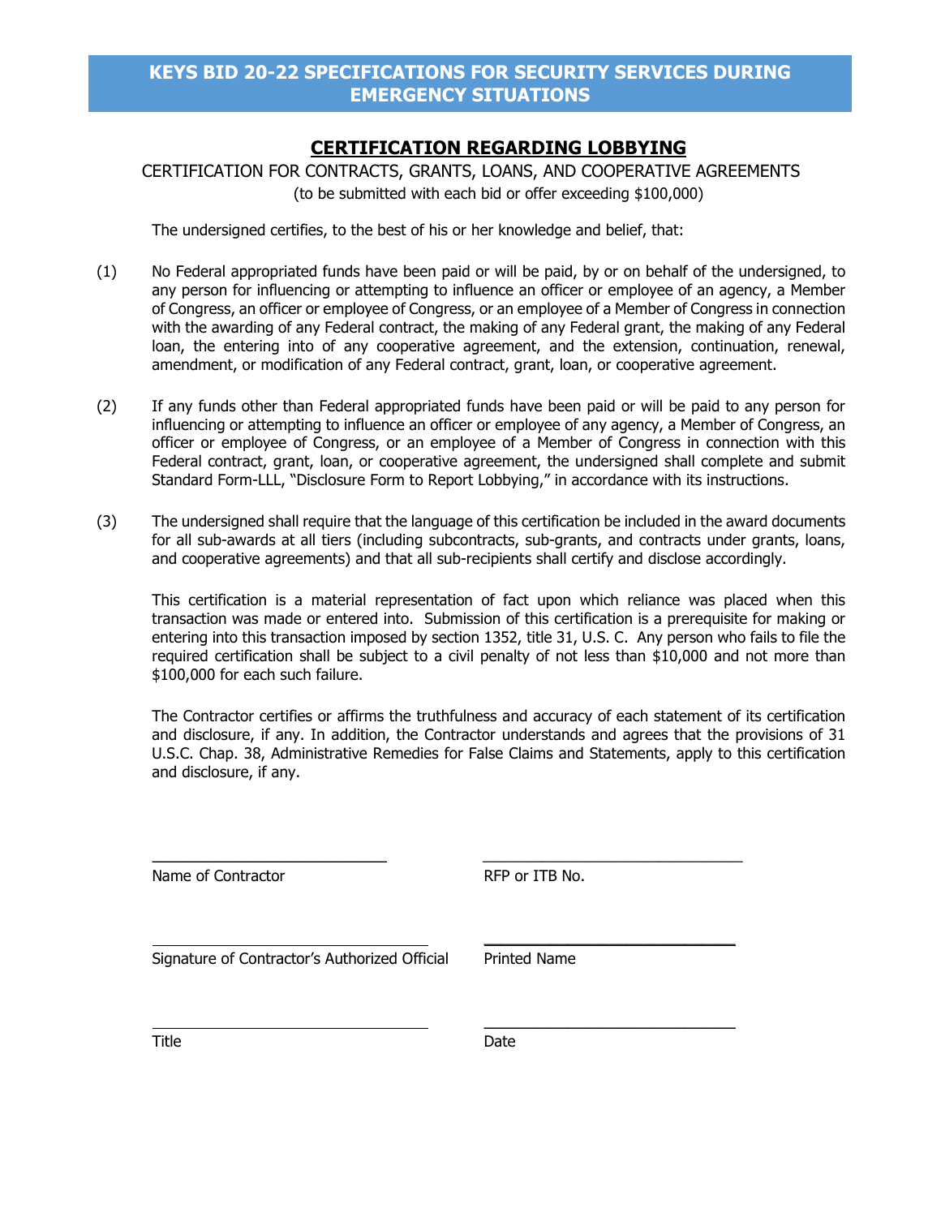# KEYS BID 20-22 SPECIFICATIONS FOR SECURITY SERVICES DURING EMERGENCY SITUATIONS

## CERTIFICATION REGARDING LOBBYING

CERTIFICATION FOR CONTRACTS, GRANTS, LOANS, AND COOPERATIVE AGREEMENTS
(to be submitted with each bid or offer exceeding $100,000)

The undersigned certifies, to the best of his or her knowledge and belief, that:

(1) No Federal appropriated funds have been paid or will be paid, by or on behalf of the undersigned, to any person for influencing or attempting to influence an officer or employee of an agency, a Member of Congress, an officer or employee of Congress, or an employee of a Member of Congress in connection with the awarding of any Federal contract, the making of any Federal grant, the making of any Federal loan, the entering into of any cooperative agreement, and the extension, continuation, renewal, amendment, or modification of any Federal contract, grant, loan, or cooperative agreement.

(2) If any funds other than Federal appropriated funds have been paid or will be paid to any person for influencing or attempting to influence an officer or employee of any agency, a Member of Congress, an officer or employee of Congress, or an employee of a Member of Congress in connection with this Federal contract, grant, loan, or cooperative agreement, the undersigned shall complete and submit Standard Form-LLL, "Disclosure Form to Report Lobbying," in accordance with its instructions.

(3) The undersigned shall require that the language of this certification be included in the award documents for all sub-awards at all tiers (including subcontracts, sub-grants, and contracts under grants, loans, and cooperative agreements) and that all sub-recipients shall certify and disclose accordingly.

This certification is a material representation of fact upon which reliance was placed when this transaction was made or entered into. Submission of this certification is a prerequisite for making or entering into this transaction imposed by section 1352, title 31, U.S. C. Any person who fails to file the required certification shall be subject to a civil penalty of not less than $10,000 and not more than $100,000 for each such failure.

The Contractor certifies or affirms the truthfulness and accuracy of each statement of its certification and disclosure, if any. In addition, the Contractor understands and agrees that the provisions of 31 U.S.C. Chap. 38, Administrative Remedies for False Claims and Statements, apply to this certification and disclosure, if any.

\_\_\_\_\_\_\_\_\_\_\_\_\_\_\_\_\_\_\_\_\_\_\_\_\_\_\_\_ \_\_\_\_\_\_\_\_\_\_\_\_\_\_\_\_\_\_\_\_\_\_\_\_\_\_\_\_
Name of Contractor RFP or ITB No.

\_\_\_\_\_\_\_\_\_\_\_\_\_\_\_\_\_\_\_\_\_\_\_\_\_\_\_\_ \_\_\_\_\_\_\_\_\_\_\_\_\_\_\_\_\_\_\_\_\_\_\_\_\_\_\_\_
Signature of Contractor's Authorized Official Printed Name

\_\_\_\_\_\_\_\_\_\_\_\_\_\_\_\_\_\_\_\_\_\_\_\_\_\_\_\_ \_\_\_\_\_\_\_\_\_\_\_\_\_\_\_\_\_\_\_\_\_\_\_\_\_\_\_\_
Title Date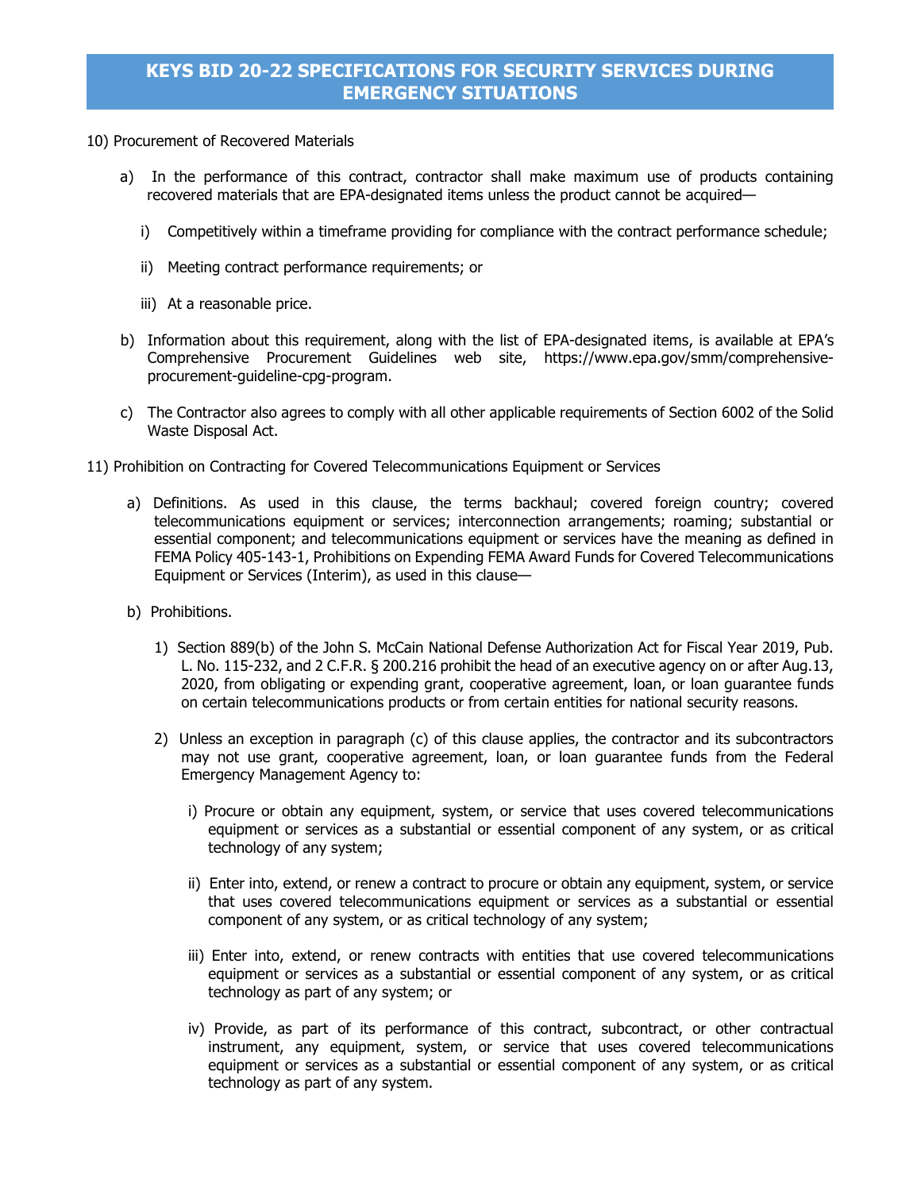10) Procurement of Recovered Materials

a) In the performance of this contract, contractor shall make maximum use of products containing recovered materials that are EPA-designated items unless the product cannot be acquired—

i) Competitively within a timeframe providing for compliance with the contract performance schedule;

ii) Meeting contract performance requirements; or

iii) At a reasonable price.

b) Information about this requirement, along with the list of EPA-designated items, is available at EPA's Comprehensive Procurement Guidelines web site, https://www.epa.gov/smm/comprehensive-procurement-guideline-cpg-program.

c) The Contractor also agrees to comply with all other applicable requirements of Section 6002 of the Solid Waste Disposal Act.

11) Prohibition on Contracting for Covered Telecommunications Equipment or Services

a) Definitions. As used in this clause, the terms backhaul; covered foreign country; covered telecommunications equipment or services; interconnection arrangements; roaming; substantial or essential component; and telecommunications equipment or services have the meaning as defined in FEMA Policy 405-143-1, Prohibitions on Expending FEMA Award Funds for Covered Telecommunications Equipment or Services (Interim), as used in this clause—

b) Prohibitions.

1) Section 889(b) of the John S. McCain National Defense Authorization Act for Fiscal Year 2019, Pub. L. No. 115-232, and 2 C.F.R. § 200.216 prohibit the head of an executive agency on or after Aug.13, 2020, from obligating or expending grant, cooperative agreement, loan, or loan guarantee funds on certain telecommunications products or from certain entities for national security reasons.

2) Unless an exception in paragraph (c) of this clause applies, the contractor and its subcontractors may not use grant, cooperative agreement, loan, or loan guarantee funds from the Federal Emergency Management Agency to:

i) Procure or obtain any equipment, system, or service that uses covered telecommunications equipment or services as a substantial or essential component of any system, or as critical technology of any system;

ii) Enter into, extend, or renew a contract to procure or obtain any equipment, system, or service that uses covered telecommunications equipment or services as a substantial or essential component of any system, or as critical technology of any system;

iii) Enter into, extend, or renew contracts with entities that use covered telecommunications equipment or services as a substantial or essential component of any system, or as critical technology as part of any system; or

iv) Provide, as part of its performance of this contract, subcontract, or other contractual instrument, any equipment, system, or service that uses covered telecommunications equipment or services as a substantial or essential component of any system, or as critical technology as part of any system.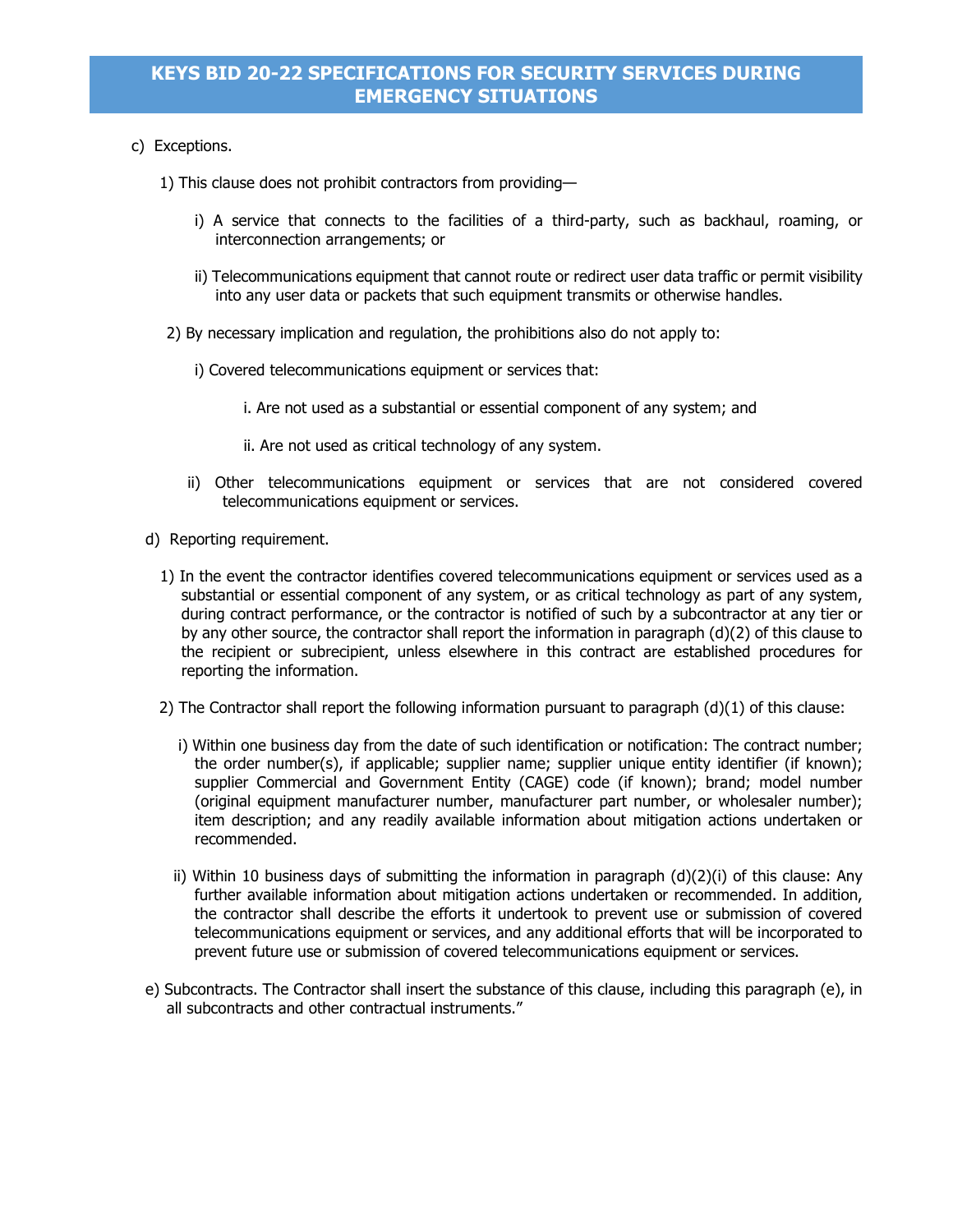c) Exceptions.

1) This clause does not prohibit contractors from providing—

   i) A service that connects to the facilities of a third-party, such as backhaul, roaming, or interconnection arrangements; or

   ii) Telecommunications equipment that cannot route or redirect user data traffic or permit visibility into any user data or packets that such equipment transmits or otherwise handles.

2) By necessary implication and regulation, the prohibitions also do not apply to:

   i) Covered telecommunications equipment or services that:

      i. Are not used as a substantial or essential component of any system; and

      ii. Are not used as critical technology of any system.

   ii) Other telecommunications equipment or services that are not considered covered telecommunications equipment or services.

d) Reporting requirement.

1) In the event the contractor identifies covered telecommunications equipment or services used as a substantial or essential component of any system, or as critical technology as part of any system, during contract performance, or the contractor is notified of such by a subcontractor at any tier or by any other source, the contractor shall report the information in paragraph (d)(2) of this clause to the recipient or subrecipient, unless elsewhere in this contract are established procedures for reporting the information.

2) The Contractor shall report the following information pursuant to paragraph (d)(1) of this clause:

   i) Within one business day from the date of such identification or notification: The contract number; the order number(s), if applicable; supplier name; supplier unique entity identifier (if known); supplier Commercial and Government Entity (CAGE) code (if known); brand; model number (original equipment manufacturer number, manufacturer part number, or wholesaler number); item description; and any readily available information about mitigation actions undertaken or recommended.

   ii) Within 10 business days of submitting the information in paragraph (d)(2)(i) of this clause: Any further available information about mitigation actions undertaken or recommended. In addition, the contractor shall describe the efforts it undertook to prevent use or submission of covered telecommunications equipment or services, and any additional efforts that will be incorporated to prevent future use or submission of covered telecommunications equipment or services.

e) Subcontracts. The Contractor shall insert the substance of this clause, including this paragraph (e), in all subcontracts and other contractual instruments."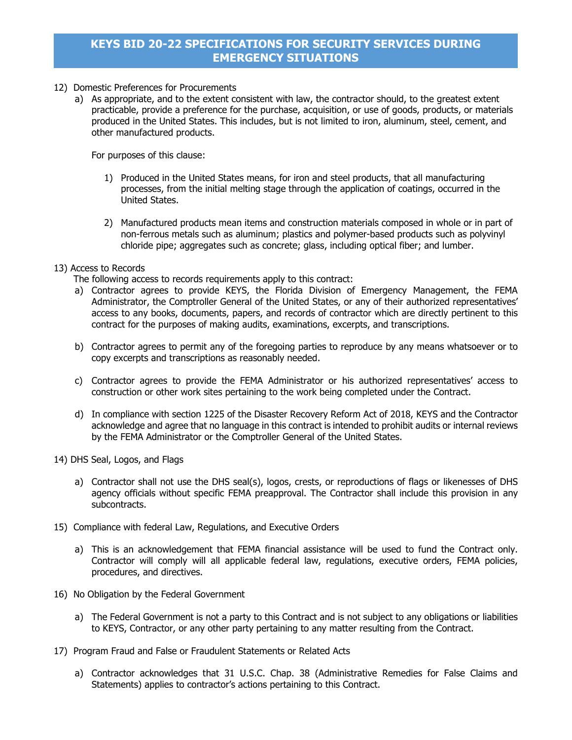# KEYS BID 20-22 SPECIFICATIONS FOR SECURITY SERVICES DURING EMERGENCY SITUATIONS

12) Domestic Preferences for Procurements

   a) As appropriate, and to the extent consistent with law, the contractor should, to the greatest extent practicable, provide a preference for the purchase, acquisition, or use of goods, products, or materials produced in the United States. This includes, but is not limited to iron, aluminum, steel, cement, and other manufactured products.

      For purposes of this clause:

      1) Produced in the United States means, for iron and steel products, that all manufacturing processes, from the initial melting stage through the application of coatings, occurred in the United States.

      2) Manufactured products mean items and construction materials composed in whole or in part of non-ferrous metals such as aluminum; plastics and polymer-based products such as polyvinyl chloride pipe; aggregates such as concrete; glass, including optical fiber; and lumber.

13) Access to Records

   The following access to records requirements apply to this contract:

   a) Contractor agrees to provide KEYS, the Florida Division of Emergency Management, the FEMA Administrator, the Comptroller General of the United States, or any of their authorized representatives' access to any books, documents, papers, and records of contractor which are directly pertinent to this contract for the purposes of making audits, examinations, excerpts, and transcriptions.

   b) Contractor agrees to permit any of the foregoing parties to reproduce by any means whatsoever or to copy excerpts and transcriptions as reasonably needed.

   c) Contractor agrees to provide the FEMA Administrator or his authorized representatives' access to construction or other work sites pertaining to the work being completed under the Contract.

   d) In compliance with section 1225 of the Disaster Recovery Reform Act of 2018, KEYS and the Contractor acknowledge and agree that no language in this contract is intended to prohibit audits or internal reviews by the FEMA Administrator or the Comptroller General of the United States.

14) DHS Seal, Logos, and Flags

   a) Contractor shall not use the DHS seal(s), logos, crests, or reproductions of flags or likenesses of DHS agency officials without specific FEMA preapproval. The Contractor shall include this provision in any subcontracts.

15) Compliance with federal Law, Regulations, and Executive Orders

   a) This is an acknowledgement that FEMA financial assistance will be used to fund the Contract only. Contractor will comply will all applicable federal law, regulations, executive orders, FEMA policies, procedures, and directives.

16) No Obligation by the Federal Government

   a) The Federal Government is not a party to this Contract and is not subject to any obligations or liabilities to KEYS, Contractor, or any other party pertaining to any matter resulting from the Contract.

17) Program Fraud and False or Fraudulent Statements or Related Acts

   a) Contractor acknowledges that 31 U.S.C. Chap. 38 (Administrative Remedies for False Claims and Statements) applies to contractor's actions pertaining to this Contract.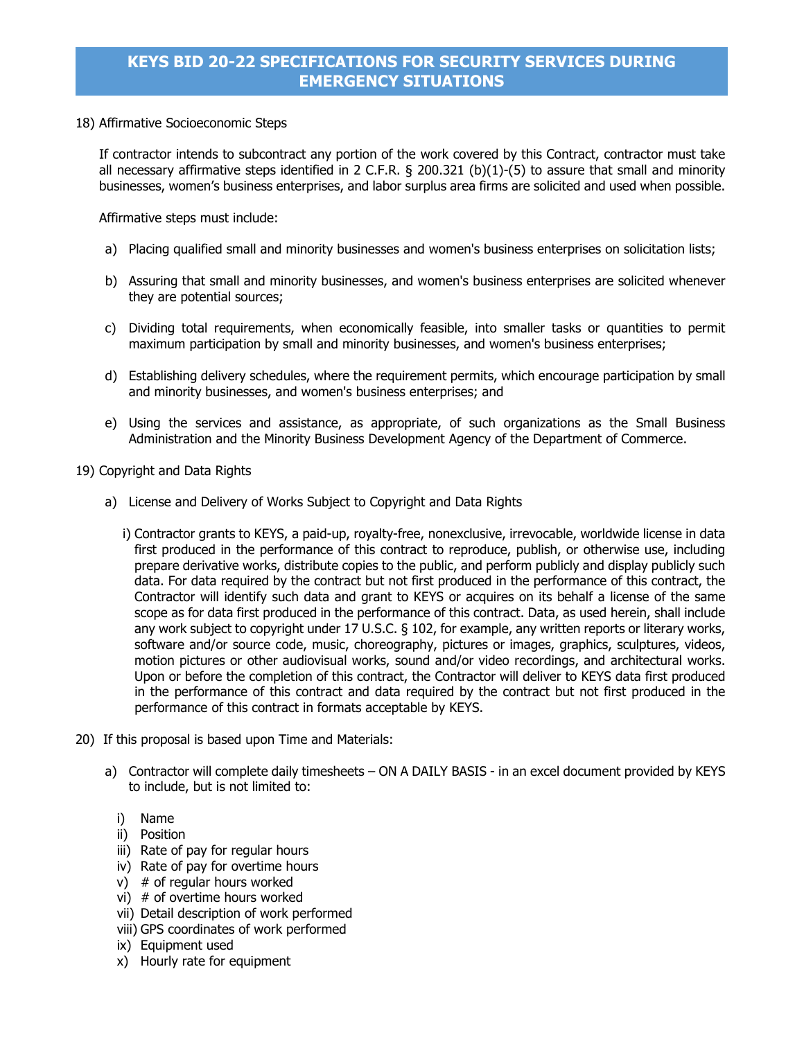18) Affirmative Socioeconomic Steps

If contractor intends to subcontract any portion of the work covered by this Contract, contractor must take all necessary affirmative steps identified in 2 C.F.R. § 200.321 (b)(1)-(5) to assure that small and minority businesses, women's business enterprises, and labor surplus area firms are solicited and used when possible.

Affirmative steps must include:

a) Placing qualified small and minority businesses and women's business enterprises on solicitation lists;

b) Assuring that small and minority businesses, and women's business enterprises are solicited whenever they are potential sources;

c) Dividing total requirements, when economically feasible, into smaller tasks or quantities to permit maximum participation by small and minority businesses, and women's business enterprises;

d) Establishing delivery schedules, where the requirement permits, which encourage participation by small and minority businesses, and women's business enterprises; and

e) Using the services and assistance, as appropriate, of such organizations as the Small Business Administration and the Minority Business Development Agency of the Department of Commerce.

19) Copyright and Data Rights

a) License and Delivery of Works Subject to Copyright and Data Rights

i) Contractor grants to KEYS, a paid-up, royalty-free, nonexclusive, irrevocable, worldwide license in data first produced in the performance of this contract to reproduce, publish, or otherwise use, including prepare derivative works, distribute copies to the public, and perform publicly and display publicly such data. For data required by the contract but not first produced in the performance of this contract, the Contractor will identify such data and grant to KEYS or acquires on its behalf a license of the same scope as for data first produced in the performance of this contract. Data, as used herein, shall include any work subject to copyright under 17 U.S.C. § 102, for example, any written reports or literary works, software and/or source code, music, choreography, pictures or images, graphics, sculptures, videos, motion pictures or other audiovisual works, sound and/or video recordings, and architectural works. Upon or before the completion of this contract, the Contractor will deliver to KEYS data first produced in the performance of this contract and data required by the contract but not first produced in the performance of this contract in formats acceptable by KEYS.

20) If this proposal is based upon Time and Materials:

a) Contractor will complete daily timesheets – ON A DAILY BASIS - in an excel document provided by KEYS to include, but is not limited to:

i) Name
ii) Position
iii) Rate of pay for regular hours
iv) Rate of pay for overtime hours
v) # of regular hours worked
vi) # of overtime hours worked
vii) Detail description of work performed
viii) GPS coordinates of work performed
ix) Equipment used
x) Hourly rate for equipment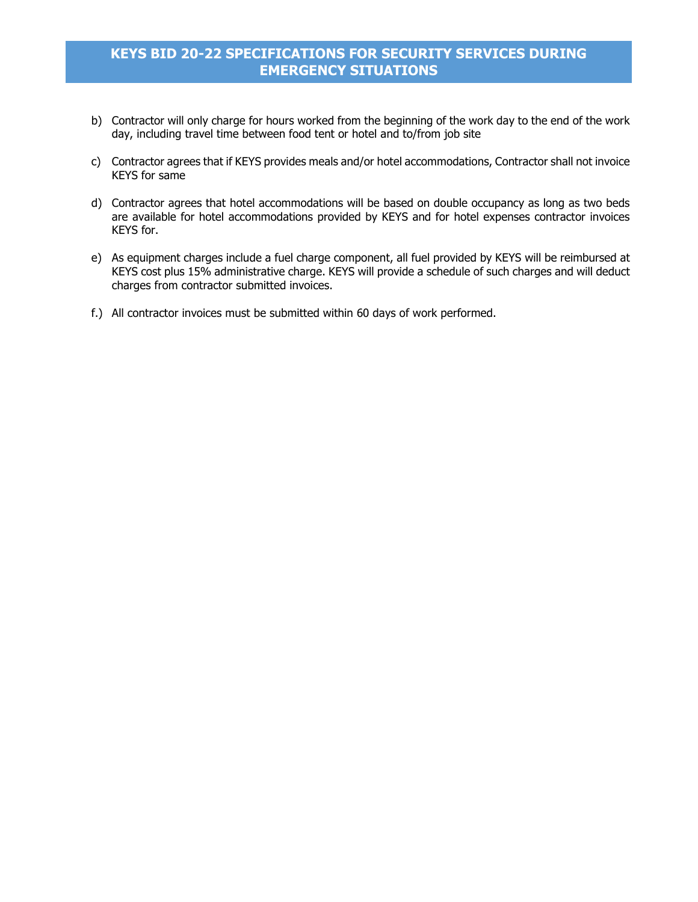b) Contractor will only charge for hours worked from the beginning of the work day to the end of the work day, including travel time between food tent or hotel and to/from job site

c) Contractor agrees that if KEYS provides meals and/or hotel accommodations, Contractor shall not invoice KEYS for same

d) Contractor agrees that hotel accommodations will be based on double occupancy as long as two beds are available for hotel accommodations provided by KEYS and for hotel expenses contractor invoices KEYS for.

e) As equipment charges include a fuel charge component, all fuel provided by KEYS will be reimbursed at KEYS cost plus 15% administrative charge. KEYS will provide a schedule of such charges and will deduct charges from contractor submitted invoices.

f.) All contractor invoices must be submitted within 60 days of work performed.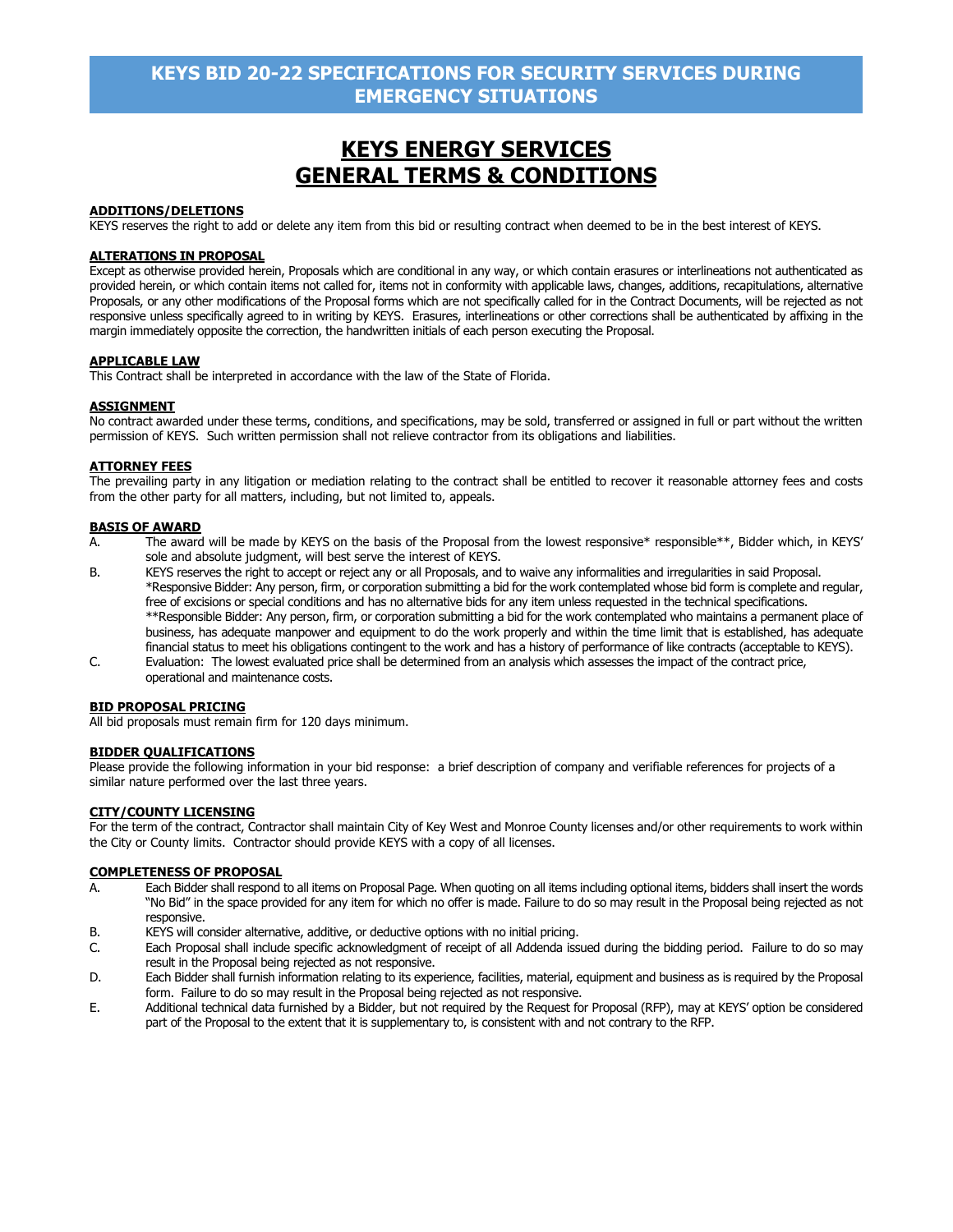# KEYS BID 20-22 SPECIFICATIONS FOR SECURITY SERVICES DURING EMERGENCY SITUATIONS

# KEYS ENERGY SERVICES
# GENERAL TERMS & CONDITIONS

**ADDITIONS/DELETIONS**
KEYS reserves the right to add or delete any item from this bid or resulting contract when deemed to be in the best interest of KEYS.

**ALTERATIONS IN PROPOSAL**
Except as otherwise provided herein, Proposals which are conditional in any way, or which contain erasures or interlineations not authenticated as provided herein, or which contain items not called for, items not in conformity with applicable laws, changes, additions, recapitulations, alternative Proposals, or any other modifications of the Proposal forms which are not specifically called for in the Contract Documents, will be rejected as not responsive unless specifically agreed to in writing by KEYS. Erasures, interlineations or other corrections shall be authenticated by affixing in the margin immediately opposite the correction, the handwritten initials of each person executing the Proposal.

**APPLICABLE LAW**
This Contract shall be interpreted in accordance with the law of the State of Florida.

**ASSIGNMENT**
No contract awarded under these terms, conditions, and specifications, may be sold, transferred or assigned in full or part without the written permission of KEYS. Such written permission shall not relieve contractor from its obligations and liabilities.

**ATTORNEY FEES**
The prevailing party in any litigation or mediation relating to the contract shall be entitled to recover it reasonable attorney fees and costs from the other party for all matters, including, but not limited to, appeals.

**BASIS OF AWARD**

A. The award will be made by KEYS on the basis of the Proposal from the lowest responsive* responsible**, Bidder which, in KEYS' sole and absolute judgment, will best serve the interest of KEYS.

B. KEYS reserves the right to accept or reject any or all Proposals, and to waive any informalities and irregularities in said Proposal.
*Responsive Bidder: Any person, firm, or corporation submitting a bid for the work contemplated whose bid form is complete and regular, free of excisions or special conditions and has no alternative bids for any item unless requested in the technical specifications.
**Responsible Bidder: Any person, firm, or corporation submitting a bid for the work contemplated who maintains a permanent place of business, has adequate manpower and equipment to do the work properly and within the time limit that is established, has adequate financial status to meet his obligations contingent to the work and has a history of performance of like contracts (acceptable to KEYS).

C. Evaluation: The lowest evaluated price shall be determined from an analysis which assesses the impact of the contract price, operational and maintenance costs.

**BID PROPOSAL PRICING**
All bid proposals must remain firm for 120 days minimum.

**BIDDER QUALIFICATIONS**
Please provide the following information in your bid response: a brief description of company and verifiable references for projects of a similar nature performed over the last three years.

**CITY/COUNTY LICENSING**
For the term of the contract, Contractor shall maintain City of Key West and Monroe County licenses and/or other requirements to work within the City or County limits. Contractor should provide KEYS with a copy of all licenses.

**COMPLETENESS OF PROPOSAL**

A. Each Bidder shall respond to all items on Proposal Page. When quoting on all items including optional items, bidders shall insert the words "No Bid" in the space provided for any item for which no offer is made. Failure to do so may result in the Proposal being rejected as not responsive.

B. KEYS will consider alternative, additive, or deductive options with no initial pricing.

C. Each Proposal shall include specific acknowledgment of receipt of all Addenda issued during the bidding period. Failure to do so may result in the Proposal being rejected as not responsive.

D. Each Bidder shall furnish information relating to its experience, facilities, material, equipment and business as is required by the Proposal form. Failure to do so may result in the Proposal being rejected as not responsive.

E. Additional technical data furnished by a Bidder, but not required by the Request for Proposal (RFP), may at KEYS' option be considered part of the Proposal to the extent that it is supplementary to, is consistent with and not contrary to the RFP.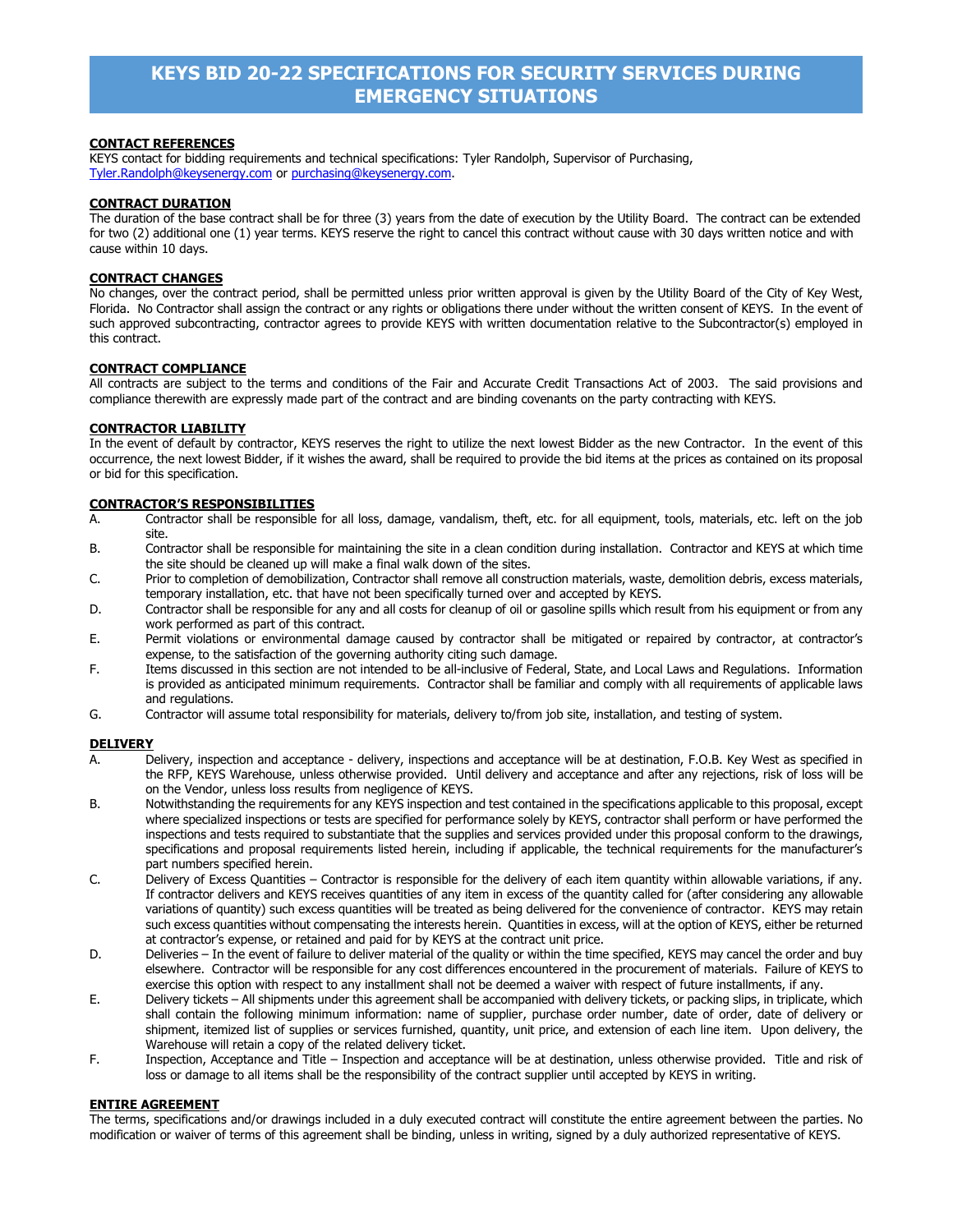# KEYS BID 20-22 SPECIFICATIONS FOR SECURITY SERVICES DURING EMERGENCY SITUATIONS

**CONTACT REFERENCES**

KEYS contact for bidding requirements and technical specifications: Tyler Randolph, Supervisor of Purchasing, Tyler.Randolph@keysenergy.com or purchasing@keysenergy.com.

**CONTRACT DURATION**

The duration of the base contract shall be for three (3) years from the date of execution by the Utility Board. The contract can be extended for two (2) additional one (1) year terms. KEYS reserve the right to cancel this contract without cause with 30 days written notice and with cause within 10 days.

**CONTRACT CHANGES**

No changes, over the contract period, shall be permitted unless prior written approval is given by the Utility Board of the City of Key West, Florida. No Contractor shall assign the contract or any rights or obligations there under without the written consent of KEYS. In the event of such approved subcontracting, contractor agrees to provide KEYS with written documentation relative to the Subcontractor(s) employed in this contract.

**CONTRACT COMPLIANCE**

All contracts are subject to the terms and conditions of the Fair and Accurate Credit Transactions Act of 2003. The said provisions and compliance therewith are expressly made part of the contract and are binding covenants on the party contracting with KEYS.

**CONTRACTOR LIABILITY**

In the event of default by contractor, KEYS reserves the right to utilize the next lowest Bidder as the new Contractor. In the event of this occurrence, the next lowest Bidder, if it wishes the award, shall be required to provide the bid items at the prices as contained on its proposal or bid for this specification.

**CONTRACTOR'S RESPONSIBILITIES**

A. Contractor shall be responsible for all loss, damage, vandalism, theft, etc. for all equipment, tools, materials, etc. left on the job site.

B. Contractor shall be responsible for maintaining the site in a clean condition during installation. Contractor and KEYS at which time the site should be cleaned up will make a final walk down of the sites.

C. Prior to completion of demobilization, Contractor shall remove all construction materials, waste, demolition debris, excess materials, temporary installation, etc. that have not been specifically turned over and accepted by KEYS.

D. Contractor shall be responsible for any and all costs for cleanup of oil or gasoline spills which result from his equipment or from any work performed as part of this contract.

E. Permit violations or environmental damage caused by contractor shall be mitigated or repaired by contractor, at contractor's expense, to the satisfaction of the governing authority citing such damage.

F. Items discussed in this section are not intended to be all-inclusive of Federal, State, and Local Laws and Regulations. Information is provided as anticipated minimum requirements. Contractor shall be familiar and comply with all requirements of applicable laws and regulations.

G. Contractor will assume total responsibility for materials, delivery to/from job site, installation, and testing of system.

**DELIVERY**

A. Delivery, inspection and acceptance - delivery, inspections and acceptance will be at destination, F.O.B. Key West as specified in the RFP, KEYS Warehouse, unless otherwise provided. Until delivery and acceptance and after any rejections, risk of loss will be on the Vendor, unless loss results from negligence of KEYS.

B. Notwithstanding the requirements for any KEYS inspection and test contained in the specifications applicable to this proposal, except where specialized inspections or tests are specified for performance solely by KEYS, contractor shall perform or have performed the inspections and tests required to substantiate that the supplies and services provided under this proposal conform to the drawings, specifications and proposal requirements listed herein, including if applicable, the technical requirements for the manufacturer's part numbers specified herein.

C. Delivery of Excess Quantities – Contractor is responsible for the delivery of each item quantity within allowable variations, if any. If contractor delivers and KEYS receives quantities of any item in excess of the quantity called for (after considering any allowable variations of quantity) such excess quantities will be treated as being delivered for the convenience of contractor. KEYS may retain such excess quantities without compensating the interests herein. Quantities in excess, will at the option of KEYS, either be returned at contractor's expense, or retained and paid for by KEYS at the contract unit price.

D. Deliveries – In the event of failure to deliver material of the quality or within the time specified, KEYS may cancel the order and buy elsewhere. Contractor will be responsible for any cost differences encountered in the procurement of materials. Failure of KEYS to exercise this option with respect to any installment shall not be deemed a waiver with respect of future installments, if any.

E. Delivery tickets – All shipments under this agreement shall be accompanied with delivery tickets, or packing slips, in triplicate, which shall contain the following minimum information: name of supplier, purchase order number, date of order, date of delivery or shipment, itemized list of supplies or services furnished, quantity, unit price, and extension of each line item. Upon delivery, the Warehouse will retain a copy of the related delivery ticket.

F. Inspection, Acceptance and Title – Inspection and acceptance will be at destination, unless otherwise provided. Title and risk of loss or damage to all items shall be the responsibility of the contract supplier until accepted by KEYS in writing.

**ENTIRE AGREEMENT**

The terms, specifications and/or drawings included in a duly executed contract will constitute the entire agreement between the parties. No modification or waiver of terms of this agreement shall be binding, unless in writing, signed by a duly authorized representative of KEYS.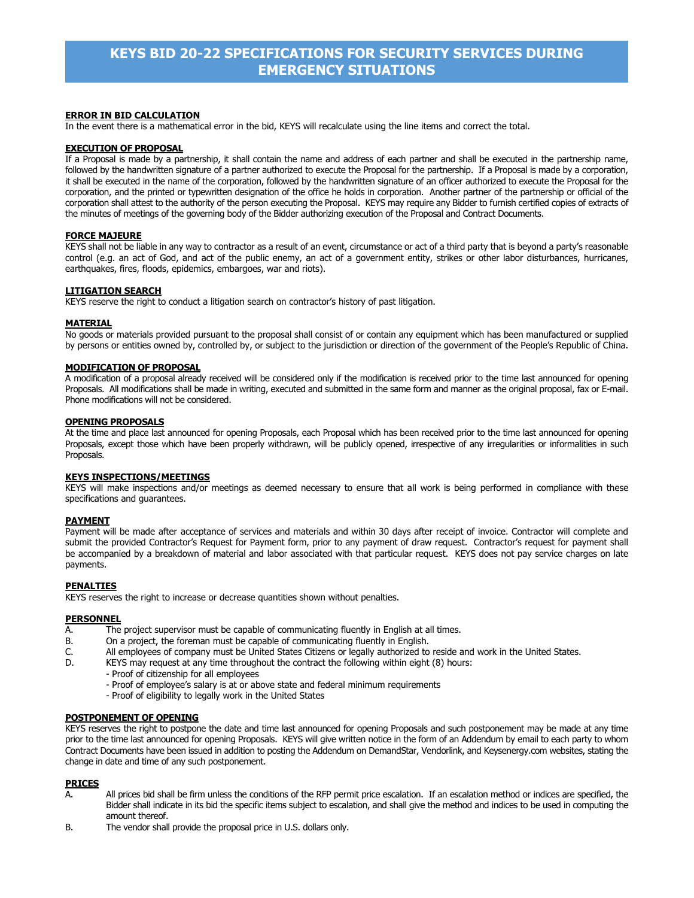# KEYS BID 20-22 SPECIFICATIONS FOR SECURITY SERVICES DURING EMERGENCY SITUATIONS

**ERROR IN BID CALCULATION**

In the event there is a mathematical error in the bid, KEYS will recalculate using the line items and correct the total.

**EXECUTION OF PROPOSAL**

If a Proposal is made by a partnership, it shall contain the name and address of each partner and shall be executed in the partnership name, followed by the handwritten signature of a partner authorized to execute the Proposal for the partnership. If a Proposal is made by a corporation, it shall be executed in the name of the corporation, followed by the handwritten signature of an officer authorized to execute the Proposal for the corporation, and the printed or typewritten designation of the office he holds in corporation. Another partner of the partnership or official of the corporation shall attest to the authority of the person executing the Proposal. KEYS may require any Bidder to furnish certified copies of extracts of the minutes of meetings of the governing body of the Bidder authorizing execution of the Proposal and Contract Documents.

**FORCE MAJEURE**

KEYS shall not be liable in any way to contractor as a result of an event, circumstance or act of a third party that is beyond a party's reasonable control (e.g. an act of God, and act of the public enemy, an act of a government entity, strikes or other labor disturbances, hurricanes, earthquakes, fires, floods, epidemics, embargoes, war and riots).

**LITIGATION SEARCH**

KEYS reserve the right to conduct a litigation search on contractor's history of past litigation.

**MATERIAL**

No goods or materials provided pursuant to the proposal shall consist of or contain any equipment which has been manufactured or supplied by persons or entities owned by, controlled by, or subject to the jurisdiction or direction of the government of the People's Republic of China.

**MODIFICATION OF PROPOSAL**

A modification of a proposal already received will be considered only if the modification is received prior to the time last announced for opening Proposals. All modifications shall be made in writing, executed and submitted in the same form and manner as the original proposal, fax or E-mail. Phone modifications will not be considered.

**OPENING PROPOSALS**

At the time and place last announced for opening Proposals, each Proposal which has been received prior to the time last announced for opening Proposals, except those which have been properly withdrawn, will be publicly opened, irrespective of any irregularities or informalities in such Proposals.

**KEYS INSPECTIONS/MEETINGS**

KEYS will make inspections and/or meetings as deemed necessary to ensure that all work is being performed in compliance with these specifications and guarantees.

**PAYMENT**

Payment will be made after acceptance of services and materials and within 30 days after receipt of invoice. Contractor will complete and submit the provided Contractor's Request for Payment form, prior to any payment of draw request. Contractor's request for payment shall be accompanied by a breakdown of material and labor associated with that particular request. KEYS does not pay service charges on late payments.

**PENALTIES**

KEYS reserves the right to increase or decrease quantities shown without penalties.

**PERSONNEL**

A. The project supervisor must be capable of communicating fluently in English at all times.
B. On a project, the foreman must be capable of communicating fluently in English.
C. All employees of company must be United States Citizens or legally authorized to reside and work in the United States.
D. KEYS may request at any time throughout the contract the following within eight (8) hours:
   - Proof of citizenship for all employees
   - Proof of employee's salary is at or above state and federal minimum requirements
   - Proof of eligibility to legally work in the United States

**POSTPONEMENT OF OPENING**

KEYS reserves the right to postpone the date and time last announced for opening Proposals and such postponement may be made at any time prior to the time last announced for opening Proposals. KEYS will give written notice in the form of an Addendum by email to each party to whom Contract Documents have been issued in addition to posting the Addendum on DemandStar, Vendorlink, and Keysenergy.com websites, stating the change in date and time of any such postponement.

**PRICES**

A. All prices bid shall be firm unless the conditions of the RFP permit price escalation. If an escalation method or indices are specified, the Bidder shall indicate in its bid the specific items subject to escalation, and shall give the method and indices to be used in computing the amount thereof.
B. The vendor shall provide the proposal price in U.S. dollars only.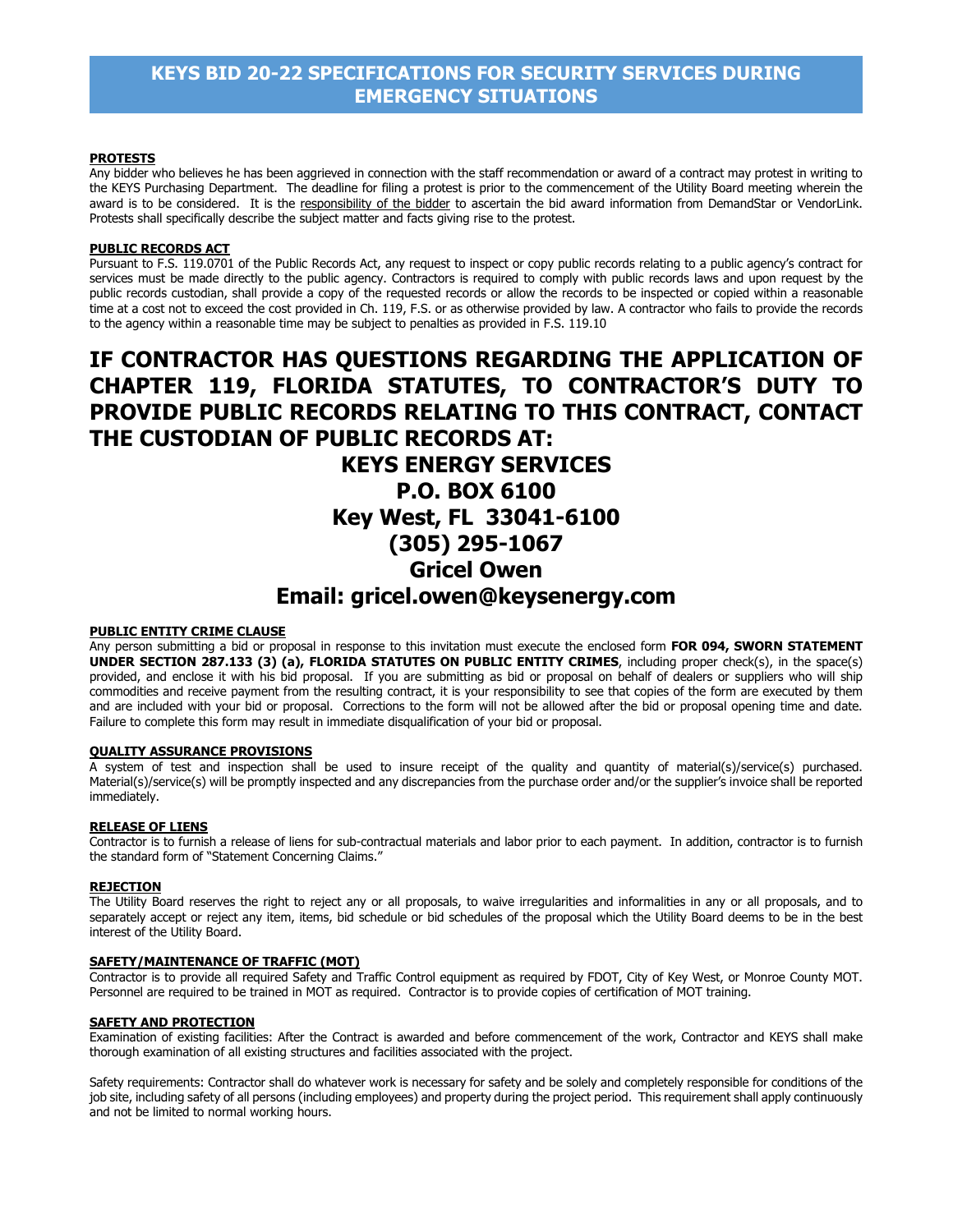# KEYS BID 20-22 SPECIFICATIONS FOR SECURITY SERVICES DURING EMERGENCY SITUATIONS

**PROTESTS**

Any bidder who believes he has been aggrieved in connection with the staff recommendation or award of a contract may protest in writing to the KEYS Purchasing Department. The deadline for filing a protest is prior to the commencement of the Utility Board meeting wherein the award is to be considered. It is the responsibility of the bidder to ascertain the bid award information from DemandStar or VendorLink. Protests shall specifically describe the subject matter and facts giving rise to the protest.

**PUBLIC RECORDS ACT**

Pursuant to F.S. 119.0701 of the Public Records Act, any request to inspect or copy public records relating to a public agency's contract for services must be made directly to the public agency. Contractors is required to comply with public records laws and upon request by the public records custodian, shall provide a copy of the requested records or allow the records to be inspected or copied within a reasonable time at a cost not to exceed the cost provided in Ch. 119, F.S. or as otherwise provided by law. A contractor who fails to provide the records to the agency within a reasonable time may be subject to penalties as provided in F.S. 119.10

## IF CONTRACTOR HAS QUESTIONS REGARDING THE APPLICATION OF CHAPTER 119, FLORIDA STATUTES, TO CONTRACTOR'S DUTY TO PROVIDE PUBLIC RECORDS RELATING TO THIS CONTRACT, CONTACT THE CUSTODIAN OF PUBLIC RECORDS AT:

## KEYS ENERGY SERVICES
## P.O. BOX 6100
## Key West, FL 33041-6100
## (305) 295-1067
## Gricel Owen
## Email: gricel.owen@keysenergy.com

**PUBLIC ENTITY CRIME CLAUSE**

Any person submitting a bid or proposal in response to this invitation must execute the enclosed form **FOR 094, SWORN STATEMENT UNDER SECTION 287.133 (3) (a), FLORIDA STATUTES ON PUBLIC ENTITY CRIMES**, including proper check(s), in the space(s) provided, and enclose it with his bid proposal. If you are submitting as bid or proposal on behalf of dealers or suppliers who will ship commodities and receive payment from the resulting contract, it is your responsibility to see that copies of the form are executed by them and are included with your bid or proposal. Corrections to the form will not be allowed after the bid or proposal opening time and date. Failure to complete this form may result in immediate disqualification of your bid or proposal.

**QUALITY ASSURANCE PROVISIONS**

A system of test and inspection shall be used to insure receipt of the quality and quantity of material(s)/service(s) purchased. Material(s)/service(s) will be promptly inspected and any discrepancies from the purchase order and/or the supplier's invoice shall be reported immediately.

**RELEASE OF LIENS**

Contractor is to furnish a release of liens for sub-contractual materials and labor prior to each payment. In addition, contractor is to furnish the standard form of "Statement Concerning Claims."

**REJECTION**

The Utility Board reserves the right to reject any or all proposals, to waive irregularities and informalities in any or all proposals, and to separately accept or reject any item, items, bid schedule or bid schedules of the proposal which the Utility Board deems to be in the best interest of the Utility Board.

**SAFETY/MAINTENANCE OF TRAFFIC (MOT)**

Contractor is to provide all required Safety and Traffic Control equipment as required by FDOT, City of Key West, or Monroe County MOT. Personnel are required to be trained in MOT as required. Contractor is to provide copies of certification of MOT training.

**SAFETY AND PROTECTION**

Examination of existing facilities: After the Contract is awarded and before commencement of the work, Contractor and KEYS shall make thorough examination of all existing structures and facilities associated with the project.

Safety requirements: Contractor shall do whatever work is necessary for safety and be solely and completely responsible for conditions of the job site, including safety of all persons (including employees) and property during the project period. This requirement shall apply continuously and not be limited to normal working hours.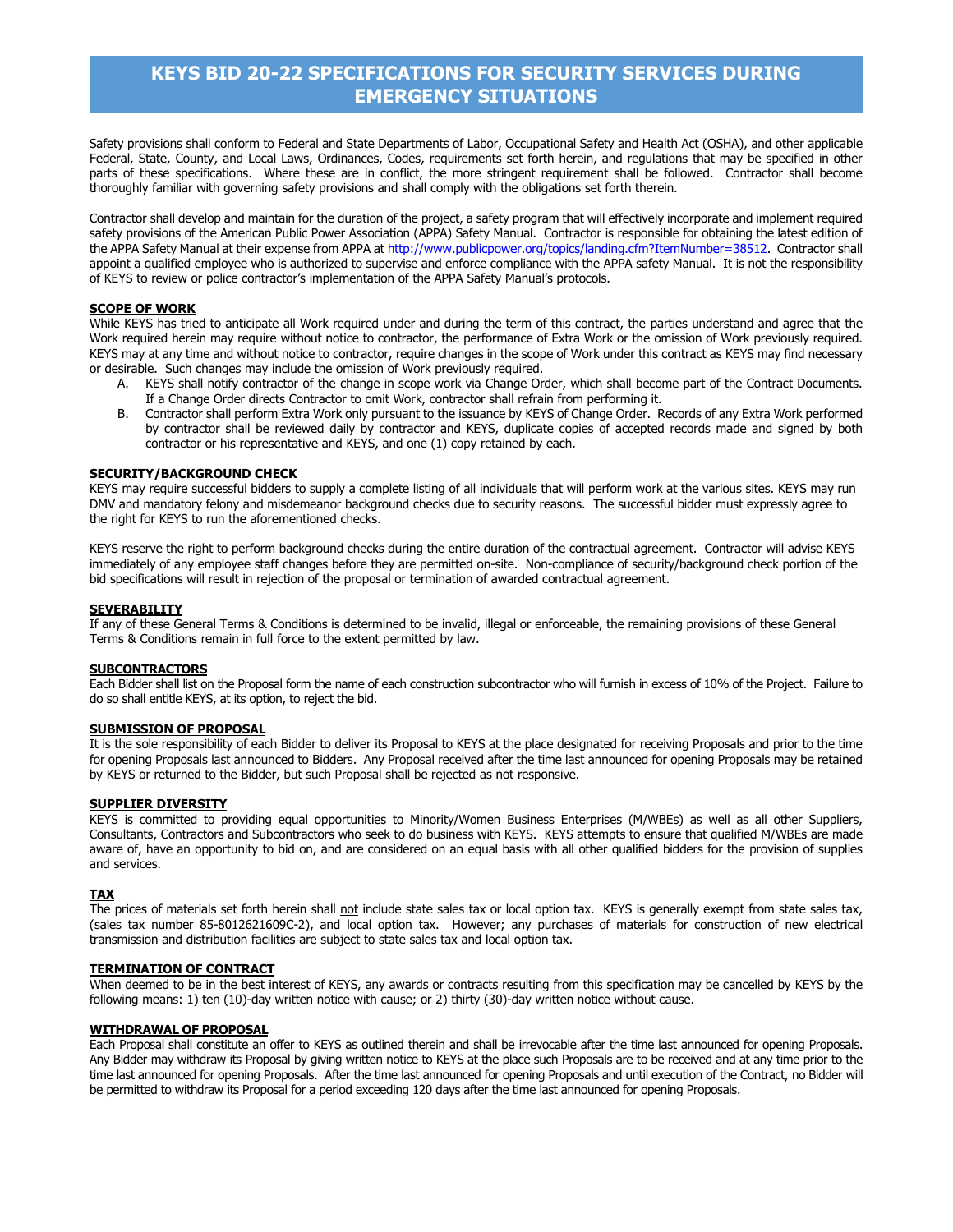# KEYS BID 20-22 SPECIFICATIONS FOR SECURITY SERVICES DURING EMERGENCY SITUATIONS

Safety provisions shall conform to Federal and State Departments of Labor, Occupational Safety and Health Act (OSHA), and other applicable Federal, State, County, and Local Laws, Ordinances, Codes, requirements set forth herein, and regulations that may be specified in other parts of these specifications. Where these are in conflict, the more stringent requirement shall be followed. Contractor shall become thoroughly familiar with governing safety provisions and shall comply with the obligations set forth therein.

Contractor shall develop and maintain for the duration of the project, a safety program that will effectively incorporate and implement required safety provisions of the American Public Power Association (APPA) Safety Manual. Contractor is responsible for obtaining the latest edition of the APPA Safety Manual at their expense from APPA at http://www.publicpower.org/topics/landing.cfm?ItemNumber=38512. Contractor shall appoint a qualified employee who is authorized to supervise and enforce compliance with the APPA safety Manual. It is not the responsibility of KEYS to review or police contractor's implementation of the APPA Safety Manual's protocols.

**SCOPE OF WORK**

While KEYS has tried to anticipate all Work required under and during the term of this contract, the parties understand and agree that the Work required herein may require without notice to contractor, the performance of Extra Work or the omission of Work previously required. KEYS may at any time and without notice to contractor, require changes in the scope of Work under this contract as KEYS may find necessary or desirable. Such changes may include the omission of Work previously required.

A. KEYS shall notify contractor of the change in scope work via Change Order, which shall become part of the Contract Documents. If a Change Order directs Contractor to omit Work, contractor shall refrain from performing it.
B. Contractor shall perform Extra Work only pursuant to the issuance by KEYS of Change Order. Records of any Extra Work performed by contractor shall be reviewed daily by contractor and KEYS, duplicate copies of accepted records made and signed by both contractor or his representative and KEYS, and one (1) copy retained by each.

**SECURITY/BACKGROUND CHECK**

KEYS may require successful bidders to supply a complete listing of all individuals that will perform work at the various sites. KEYS may run DMV and mandatory felony and misdemeanor background checks due to security reasons. The successful bidder must expressly agree to the right for KEYS to run the aforementioned checks.

KEYS reserve the right to perform background checks during the entire duration of the contractual agreement. Contractor will advise KEYS immediately of any employee staff changes before they are permitted on-site. Non-compliance of security/background check portion of the bid specifications will result in rejection of the proposal or termination of awarded contractual agreement.

**SEVERABILITY**

If any of these General Terms & Conditions is determined to be invalid, illegal or enforceable, the remaining provisions of these General Terms & Conditions remain in full force to the extent permitted by law.

**SUBCONTRACTORS**

Each Bidder shall list on the Proposal form the name of each construction subcontractor who will furnish in excess of 10% of the Project. Failure to do so shall entitle KEYS, at its option, to reject the bid.

**SUBMISSION OF PROPOSAL**

It is the sole responsibility of each Bidder to deliver its Proposal to KEYS at the place designated for receiving Proposals and prior to the time for opening Proposals last announced to Bidders. Any Proposal received after the time last announced for opening Proposals may be retained by KEYS or returned to the Bidder, but such Proposal shall be rejected as not responsive.

**SUPPLIER DIVERSITY**

KEYS is committed to providing equal opportunities to Minority/Women Business Enterprises (M/WBEs) as well as all other Suppliers, Consultants, Contractors and Subcontractors who seek to do business with KEYS. KEYS attempts to ensure that qualified M/WBEs are made aware of, have an opportunity to bid on, and are considered on an equal basis with all other qualified bidders for the provision of supplies and services.

**TAX**

The prices of materials set forth herein shall not include state sales tax or local option tax. KEYS is generally exempt from state sales tax, (sales tax number 85-8012621609C-2), and local option tax. However; any purchases of materials for construction of new electrical transmission and distribution facilities are subject to state sales tax and local option tax.

**TERMINATION OF CONTRACT**

When deemed to be in the best interest of KEYS, any awards or contracts resulting from this specification may be cancelled by KEYS by the following means: 1) ten (10)-day written notice with cause; or 2) thirty (30)-day written notice without cause.

**WITHDRAWAL OF PROPOSAL**

Each Proposal shall constitute an offer to KEYS as outlined therein and shall be irrevocable after the time last announced for opening Proposals. Any Bidder may withdraw its Proposal by giving written notice to KEYS at the place such Proposals are to be received and at any time prior to the time last announced for opening Proposals. After the time last announced for opening Proposals and until execution of the Contract, no Bidder will be permitted to withdraw its Proposal for a period exceeding 120 days after the time last announced for opening Proposals.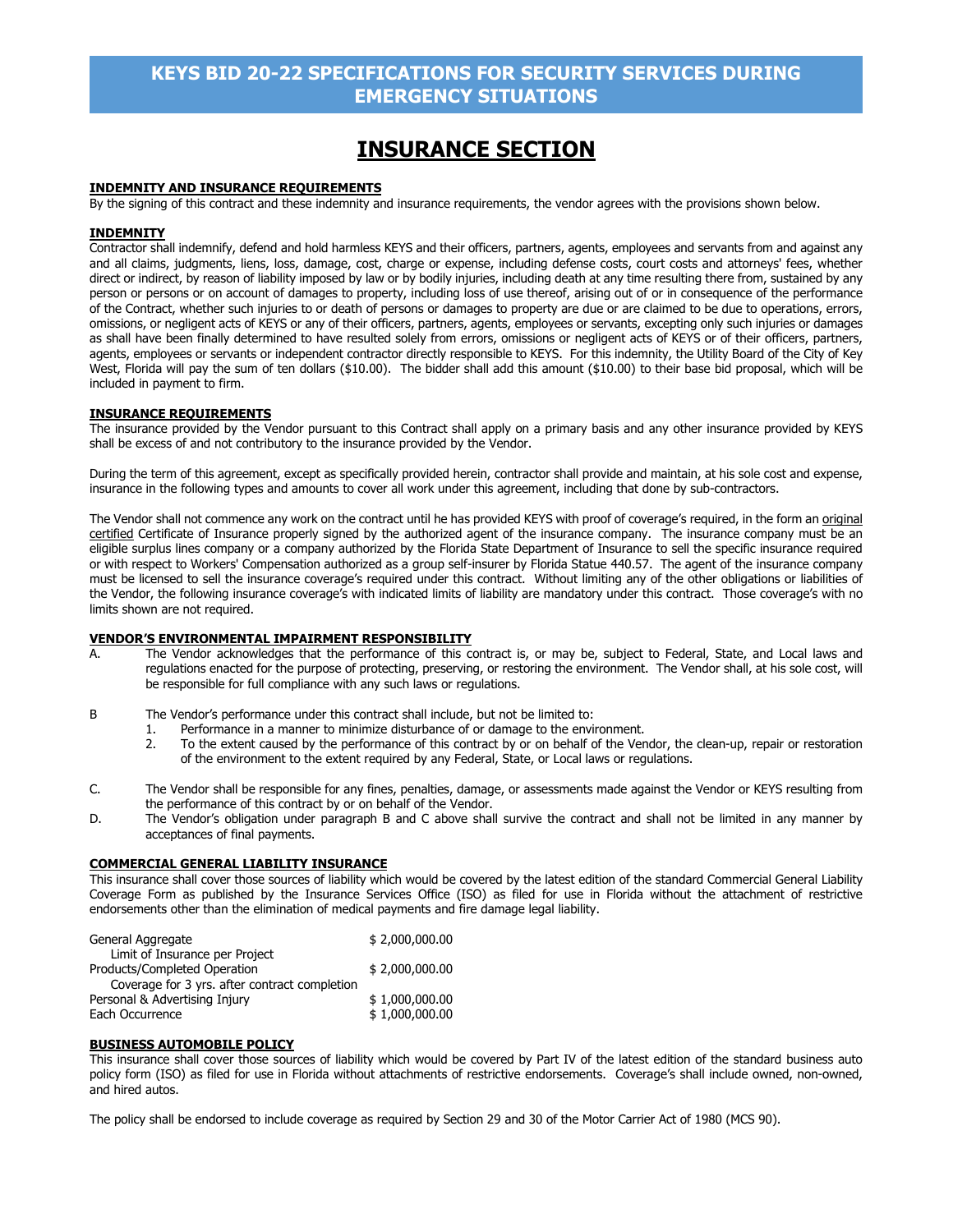# KEYS BID 20-22 SPECIFICATIONS FOR SECURITY SERVICES DURING EMERGENCY SITUATIONS

## INSURANCE SECTION

**INDEMNITY AND INSURANCE REQUIREMENTS**

By the signing of this contract and these indemnity and insurance requirements, the vendor agrees with the provisions shown below.

**INDEMNITY**

Contractor shall indemnify, defend and hold harmless KEYS and their officers, partners, agents, employees and servants from and against any and all claims, judgments, liens, loss, damage, cost, charge or expense, including defense costs, court costs and attorneys' fees, whether direct or indirect, by reason of liability imposed by law or by bodily injuries, including death at any time resulting there from, sustained by any person or persons or on account of damages to property, including loss of use thereof, arising out of or in consequence of the performance of the Contract, whether such injuries to or death of persons or damages to property are due or are claimed to be due to operations, errors, omissions, or negligent acts of KEYS or any of their officers, partners, agents, employees or servants, excepting only such injuries or damages as shall have been finally determined to have resulted solely from errors, omissions or negligent acts of KEYS or of their officers, partners, agents, employees or servants or independent contractor directly responsible to KEYS. For this indemnity, the Utility Board of the City of Key West, Florida will pay the sum of ten dollars ($10.00). The bidder shall add this amount ($10.00) to their base bid proposal, which will be included in payment to firm.

**INSURANCE REQUIREMENTS**

The insurance provided by the Vendor pursuant to this Contract shall apply on a primary basis and any other insurance provided by KEYS shall be excess of and not contributory to the insurance provided by the Vendor.

During the term of this agreement, except as specifically provided herein, contractor shall provide and maintain, at his sole cost and expense, insurance in the following types and amounts to cover all work under this agreement, including that done by sub-contractors.

The Vendor shall not commence any work on the contract until he has provided KEYS with proof of coverage's required, in the form an original certified Certificate of Insurance properly signed by the authorized agent of the insurance company. The insurance company must be an eligible surplus lines company or a company authorized by the Florida State Department of Insurance to sell the specific insurance required or with respect to Workers' Compensation authorized as a group self-insurer by Florida Statue 440.57. The agent of the insurance company must be licensed to sell the insurance coverage's required under this contract. Without limiting any of the other obligations or liabilities of the Vendor, the following insurance coverage's with indicated limits of liability are mandatory under this contract. Those coverage's with no limits shown are not required.

**VENDOR'S ENVIRONMENTAL IMPAIRMENT RESPONSIBILITY**

A. The Vendor acknowledges that the performance of this contract is, or may be, subject to Federal, State, and Local laws and regulations enacted for the purpose of protecting, preserving, or restoring the environment. The Vendor shall, at his sole cost, will be responsible for full compliance with any such laws or regulations.

B The Vendor's performance under this contract shall include, but not be limited to:
   1. Performance in a manner to minimize disturbance of or damage to the environment.
   2. To the extent caused by the performance of this contract by or on behalf of the Vendor, the clean-up, repair or restoration of the environment to the extent required by any Federal, State, or Local laws or regulations.

C. The Vendor shall be responsible for any fines, penalties, damage, or assessments made against the Vendor or KEYS resulting from the performance of this contract by or on behalf of the Vendor.

D. The Vendor's obligation under paragraph B and C above shall survive the contract and shall not be limited in any manner by acceptances of final payments.

**COMMERCIAL GENERAL LIABILITY INSURANCE**

This insurance shall cover those sources of liability which would be covered by the latest edition of the standard Commercial General Liability Coverage Form as published by the Insurance Services Office (ISO) as filed for use in Florida without the attachment of restrictive endorsements other than the elimination of medical payments and fire damage legal liability.

| | |
|---|---|
| General Aggregate<br>Limit of Insurance per Project | $ 2,000,000.00 |
| Products/Completed Operation<br>Coverage for 3 yrs. after contract completion | $ 2,000,000.00 |
| Personal & Advertising Injury | $ 1,000,000.00 |
| Each Occurrence | $ 1,000,000.00 |

**BUSINESS AUTOMOBILE POLICY**

This insurance shall cover those sources of liability which would be covered by Part IV of the latest edition of the standard business auto policy form (ISO) as filed for use in Florida without attachments of restrictive endorsements. Coverage's shall include owned, non-owned, and hired autos.

The policy shall be endorsed to include coverage as required by Section 29 and 30 of the Motor Carrier Act of 1980 (MCS 90).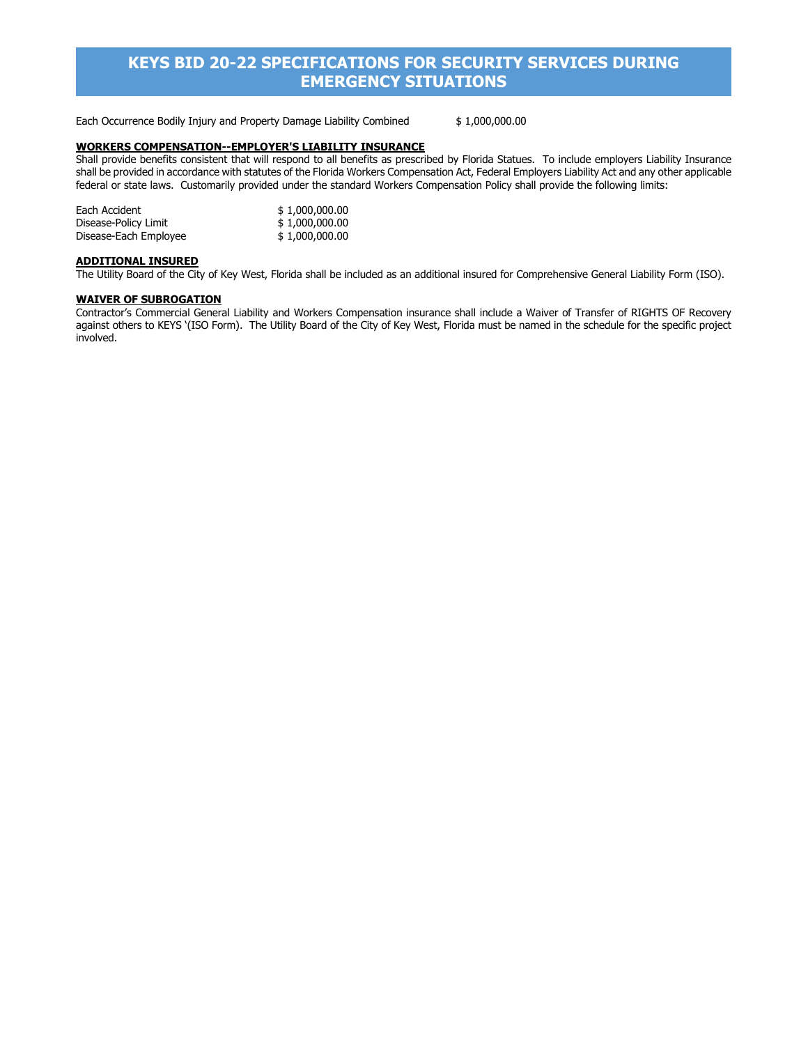Each Occurrence Bodily Injury and Property Damage Liability Combined $ 1,000,000.00

**WORKERS COMPENSATION--EMPLOYER'S LIABILITY INSURANCE**

Shall provide benefits consistent that will respond to all benefits as prescribed by Florida Statues. To include employers Liability Insurance shall be provided in accordance with statutes of the Florida Workers Compensation Act, Federal Employers Liability Act and any other applicable federal or state laws. Customarily provided under the standard Workers Compensation Policy shall provide the following limits:

| | |
|---|---|
| Each Accident | $ 1,000,000.00 |
| Disease-Policy Limit | $ 1,000,000.00 |
| Disease-Each Employee | $ 1,000,000.00 |

**ADDITIONAL INSURED**

The Utility Board of the City of Key West, Florida shall be included as an additional insured for Comprehensive General Liability Form (ISO).

**WAIVER OF SUBROGATION**

Contractor's Commercial General Liability and Workers Compensation insurance shall include a Waiver of Transfer of RIGHTS OF Recovery against others to KEYS '(ISO Form). The Utility Board of the City of Key West, Florida must be named in the schedule for the specific project involved.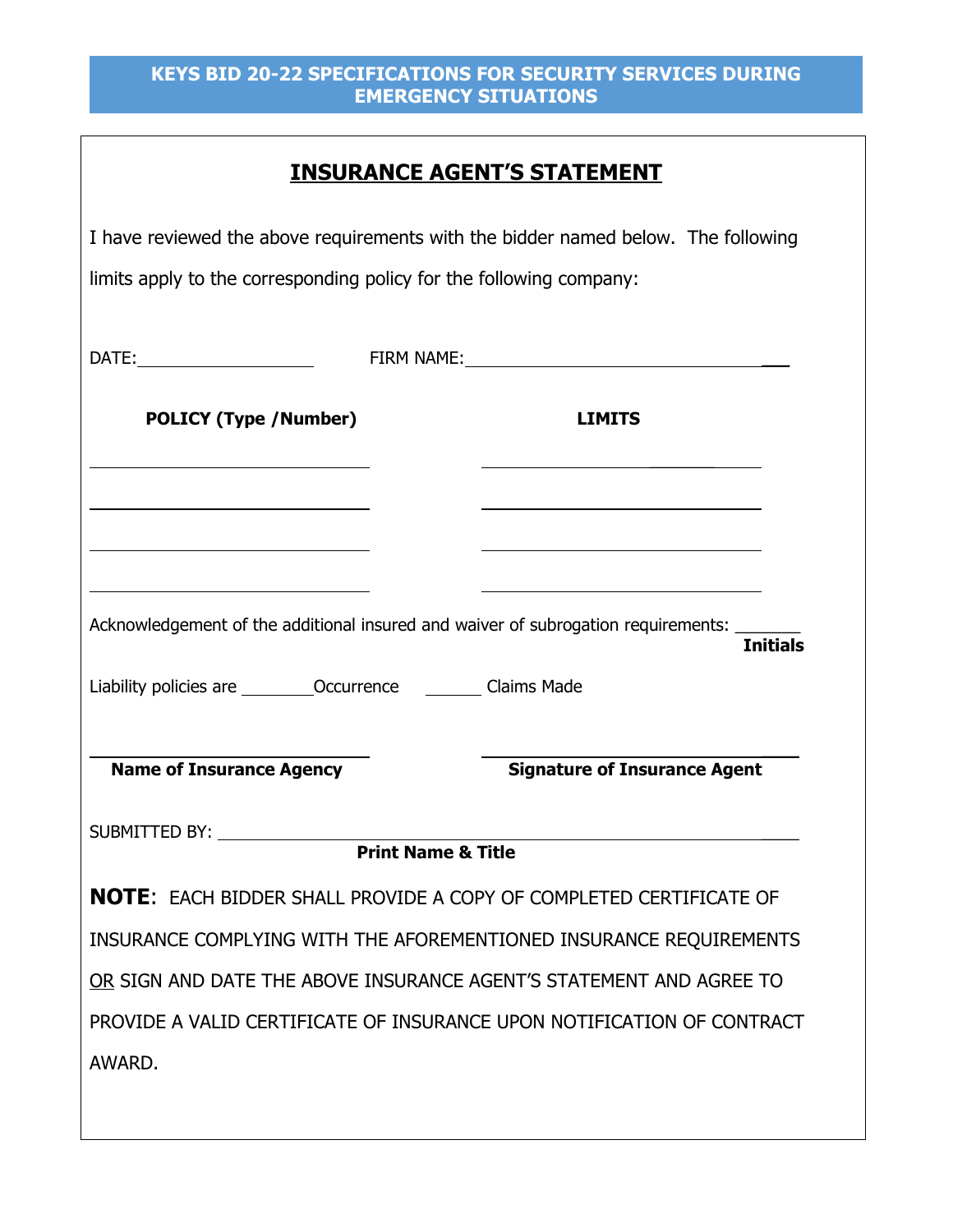**KEYS BID 20-22 SPECIFICATIONS FOR SECURITY SERVICES DURING EMERGENCY SITUATIONS**

## INSURANCE AGENT'S STATEMENT

I have reviewed the above requirements with the bidder named below. The following limits apply to the corresponding policy for the following company:

DATE:____________________ FIRM NAME:______________________________________

| POLICY (Type /Number) | LIMITS |
|---|---|
| ______________________________ | ______________________________ |
| ______________________________ | ______________________________ |
| ______________________________ | ______________________________ |
| ______________________________ | ______________________________ |

Acknowledgement of the additional insured and waiver of subrogation requirements: _______ **Initials**

Liability policies are ________Occurrence _______ Claims Made

______________________________ ______________________________

**Name of Insurance Agency** **Signature of Insurance Agent**

SUBMITTED BY: ____________________________________________________________

**Print Name & Title**

**NOTE**: EACH BIDDER SHALL PROVIDE A COPY OF COMPLETED CERTIFICATE OF INSURANCE COMPLYING WITH THE AFOREMENTIONED INSURANCE REQUIREMENTS OR SIGN AND DATE THE ABOVE INSURANCE AGENT'S STATEMENT AND AGREE TO PROVIDE A VALID CERTIFICATE OF INSURANCE UPON NOTIFICATION OF CONTRACT AWARD.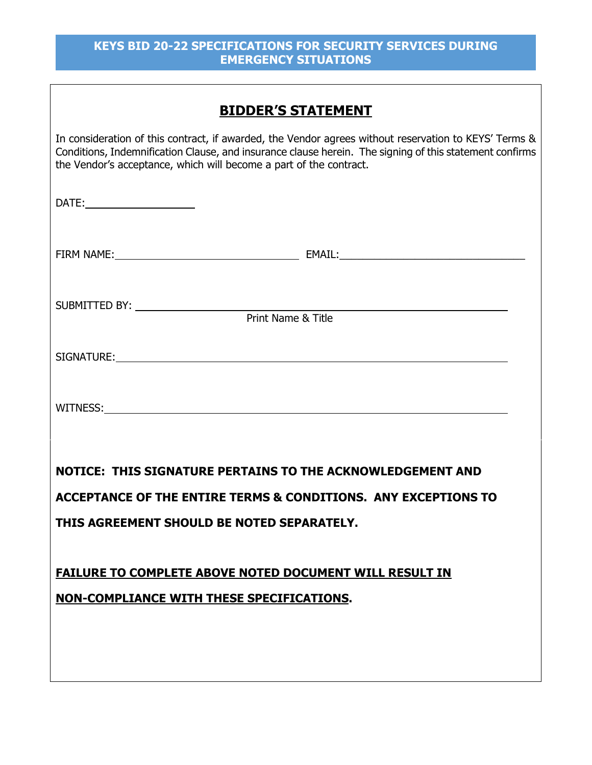**KEYS BID 20-22 SPECIFICATIONS FOR SECURITY SERVICES DURING EMERGENCY SITUATIONS**

## BIDDER'S STATEMENT

In consideration of this contract, if awarded, the Vendor agrees without reservation to KEYS' Terms & Conditions, Indemnification Clause, and insurance clause herein. The signing of this statement confirms the Vendor's acceptance, which will become a part of the contract.

DATE:___________________

FIRM NAME:______________________________ EMAIL:______________________________

SUBMITTED BY: ______________________________________________________________
Print Name & Title

SIGNATURE:__________________________________________________________________

WITNESS:____________________________________________________________________

**NOTICE: THIS SIGNATURE PERTAINS TO THE ACKNOWLEDGEMENT AND ACCEPTANCE OF THE ENTIRE TERMS & CONDITIONS. ANY EXCEPTIONS TO THIS AGREEMENT SHOULD BE NOTED SEPARATELY.**

**FAILURE TO COMPLETE ABOVE NOTED DOCUMENT WILL RESULT IN NON-COMPLIANCE WITH THESE SPECIFICATIONS.**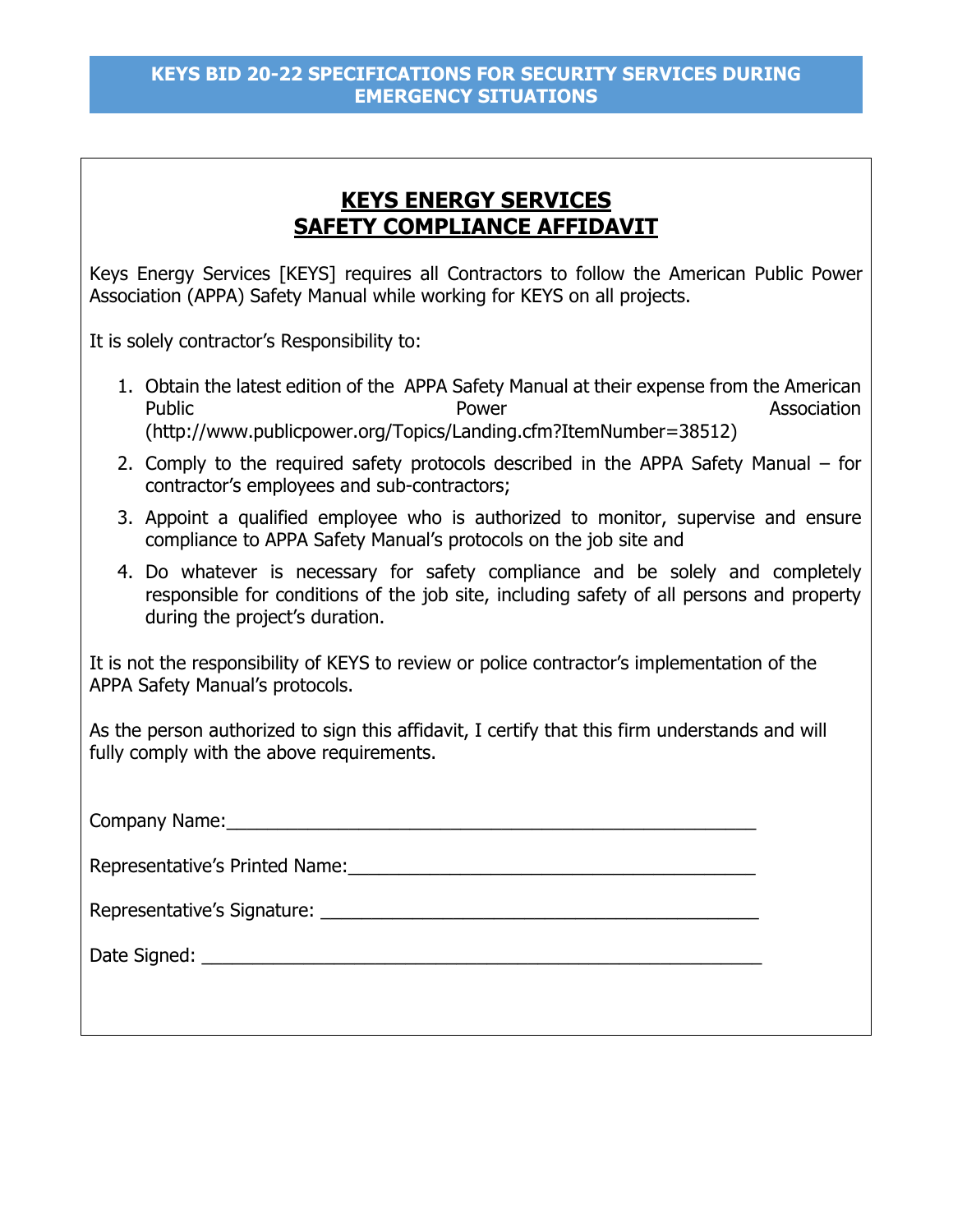## KEYS BID 20-22 SPECIFICATIONS FOR SECURITY SERVICES DURING EMERGENCY SITUATIONS

# KEYS ENERGY SERVICES
# SAFETY COMPLIANCE AFFIDAVIT

Keys Energy Services [KEYS] requires all Contractors to follow the American Public Power Association (APPA) Safety Manual while working for KEYS on all projects.

It is solely contractor's Responsibility to:

1. Obtain the latest edition of the APPA Safety Manual at their expense from the American Public Power Association (http://www.publicpower.org/Topics/Landing.cfm?ItemNumber=38512)
2. Comply to the required safety protocols described in the APPA Safety Manual – for contractor's employees and sub-contractors;
3. Appoint a qualified employee who is authorized to monitor, supervise and ensure compliance to APPA Safety Manual's protocols on the job site and
4. Do whatever is necessary for safety compliance and be solely and completely responsible for conditions of the job site, including safety of all persons and property during the project's duration.

It is not the responsibility of KEYS to review or police contractor's implementation of the APPA Safety Manual's protocols.

As the person authorized to sign this affidavit, I certify that this firm understands and will fully comply with the above requirements.

Company Name:_______________________________________________________

Representative's Printed Name:_________________________________________

Representative's Signature: ____________________________________________

Date Signed: ________________________________________________________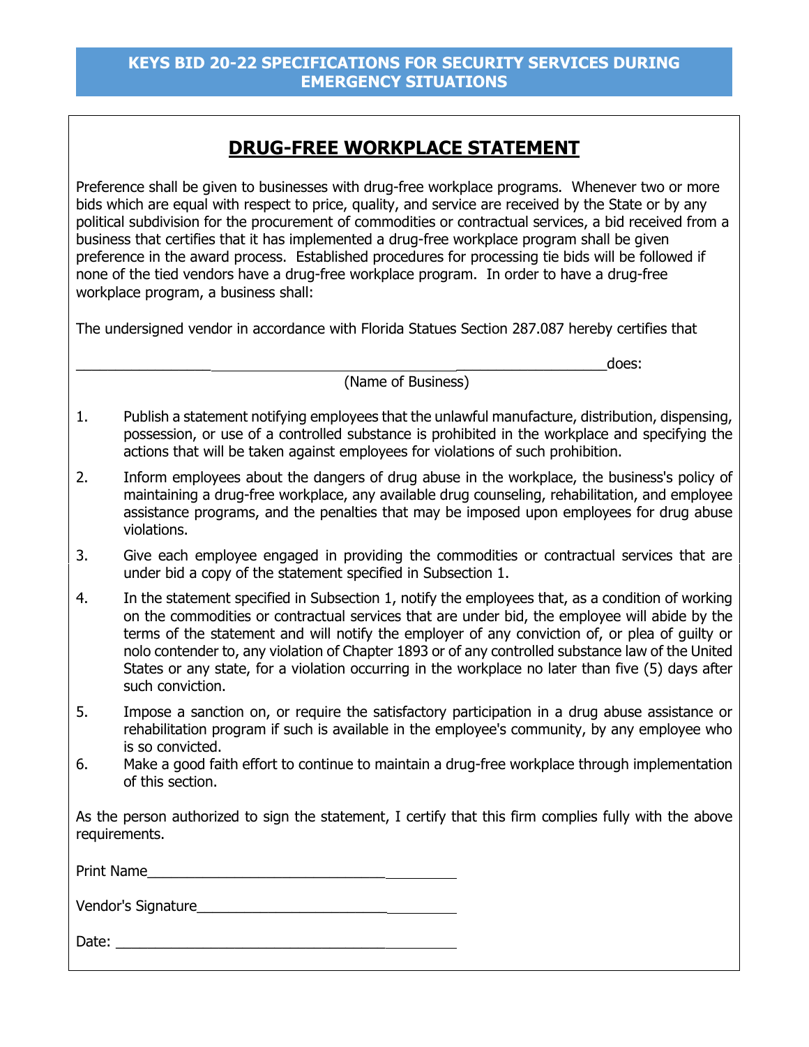**KEYS BID 20-22 SPECIFICATIONS FOR SECURITY SERVICES DURING EMERGENCY SITUATIONS**

## DRUG-FREE WORKPLACE STATEMENT

Preference shall be given to businesses with drug-free workplace programs. Whenever two or more bids which are equal with respect to price, quality, and service are received by the State or by any political subdivision for the procurement of commodities or contractual services, a bid received from a business that certifies that it has implemented a drug-free workplace program shall be given preference in the award process. Established procedures for processing tie bids will be followed if none of the tied vendors have a drug-free workplace program. In order to have a drug-free workplace program, a business shall:

The undersigned vendor in accordance with Florida Statues Section 287.087 hereby certifies that

_______________________________________________________________________does:
(Name of Business)

1. Publish a statement notifying employees that the unlawful manufacture, distribution, dispensing, possession, or use of a controlled substance is prohibited in the workplace and specifying the actions that will be taken against employees for violations of such prohibition.
2. Inform employees about the dangers of drug abuse in the workplace, the business's policy of maintaining a drug-free workplace, any available drug counseling, rehabilitation, and employee assistance programs, and the penalties that may be imposed upon employees for drug abuse violations.
3. Give each employee engaged in providing the commodities or contractual services that are under bid a copy of the statement specified in Subsection 1.
4. In the statement specified in Subsection 1, notify the employees that, as a condition of working on the commodities or contractual services that are under bid, the employee will abide by the terms of the statement and will notify the employer of any conviction of, or plea of guilty or nolo contender to, any violation of Chapter 1893 or of any controlled substance law of the United States or any state, for a violation occurring in the workplace no later than five (5) days after such conviction.
5. Impose a sanction on, or require the satisfactory participation in a drug abuse assistance or rehabilitation program if such is available in the employee's community, by any employee who is so convicted.
6. Make a good faith effort to continue to maintain a drug-free workplace through implementation of this section.

As the person authorized to sign the statement, I certify that this firm complies fully with the above requirements.

Print Name_______________________________________

Vendor's Signature________________________________

Date: ___________________________________________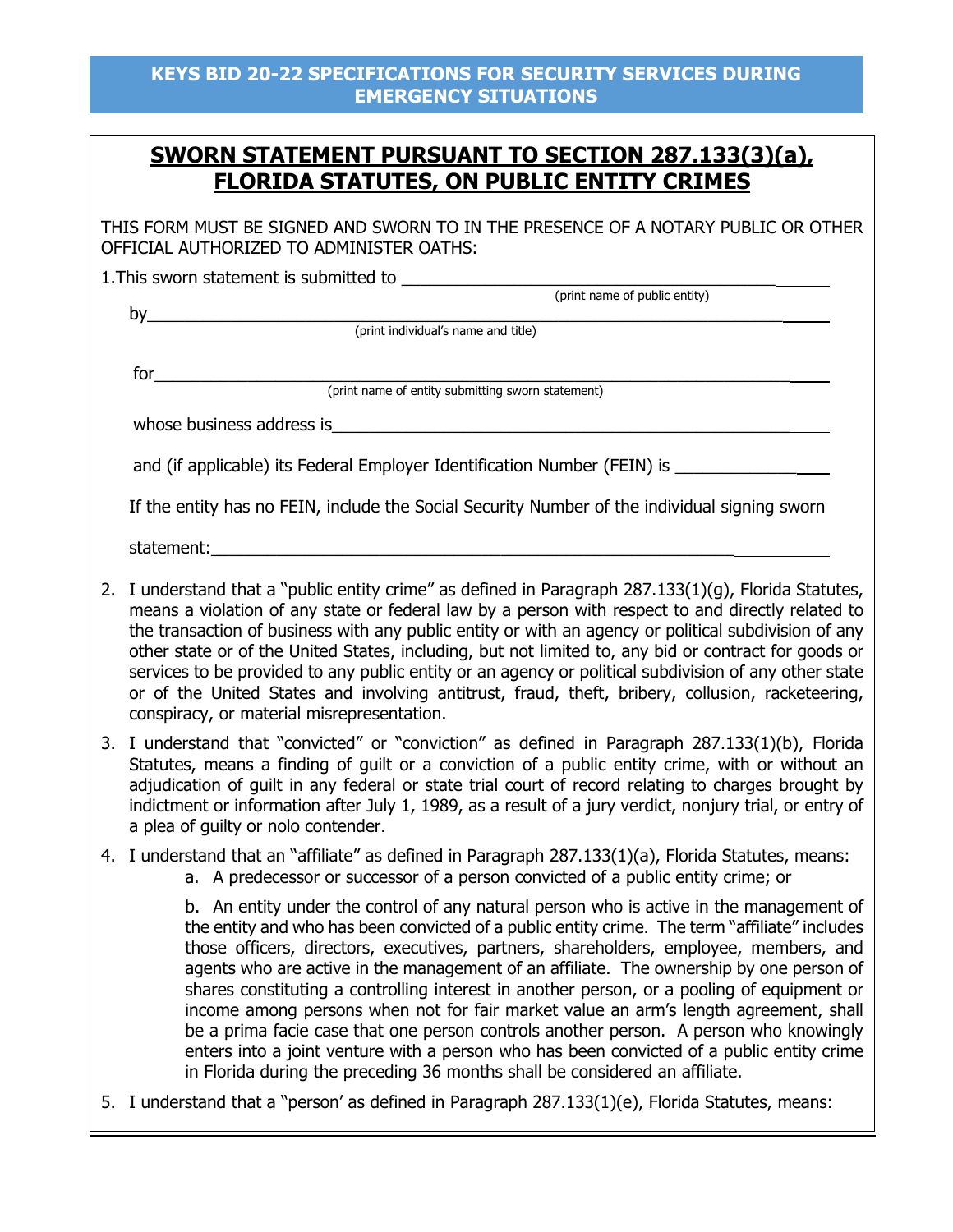KEYS BID 20-22 SPECIFICATIONS FOR SECURITY SERVICES DURING EMERGENCY SITUATIONS

# SWORN STATEMENT PURSUANT TO SECTION 287.133(3)(a), FLORIDA STATUTES, ON PUBLIC ENTITY CRIMES

THIS FORM MUST BE SIGNED AND SWORN TO IN THE PRESENCE OF A NOTARY PUBLIC OR OTHER OFFICIAL AUTHORIZED TO ADMINISTER OATHS:

1. This sworn statement is submitted to ______________________________________________
   (print name of public entity)

   by_______________________________________________________________________
   (print individual's name and title)

   for______________________________________________________________________
   (print name of entity submitting sworn statement)

   whose business address is________________________________________________

   and (if applicable) its Federal Employer Identification Number (FEIN) is _______________

   If the entity has no FEIN, include the Social Security Number of the individual signing sworn statement:_____________________________________________________________

2. I understand that a "public entity crime" as defined in Paragraph 287.133(1)(g), Florida Statutes, means a violation of any state or federal law by a person with respect to and directly related to the transaction of business with any public entity or with an agency or political subdivision of any other state or of the United States, including, but not limited to, any bid or contract for goods or services to be provided to any public entity or an agency or political subdivision of any other state or of the United States and involving antitrust, fraud, theft, bribery, collusion, racketeering, conspiracy, or material misrepresentation.

3. I understand that "convicted" or "conviction" as defined in Paragraph 287.133(1)(b), Florida Statutes, means a finding of guilt or a conviction of a public entity crime, with or without an adjudication of guilt in any federal or state trial court of record relating to charges brought by indictment or information after July 1, 1989, as a result of a jury verdict, nonjury trial, or entry of a plea of guilty or nolo contender.

4. I understand that an "affiliate" as defined in Paragraph 287.133(1)(a), Florida Statutes, means:
   a. A predecessor or successor of a person convicted of a public entity crime; or

   b. An entity under the control of any natural person who is active in the management of the entity and who has been convicted of a public entity crime. The term "affiliate" includes those officers, directors, executives, partners, shareholders, employee, members, and agents who are active in the management of an affiliate. The ownership by one person of shares constituting a controlling interest in another person, or a pooling of equipment or income among persons when not for fair market value an arm's length agreement, shall be a prima facie case that one person controls another person. A person who knowingly enters into a joint venture with a person who has been convicted of a public entity crime in Florida during the preceding 36 months shall be considered an affiliate.

5. I understand that a "person' as defined in Paragraph 287.133(1)(e), Florida Statutes, means: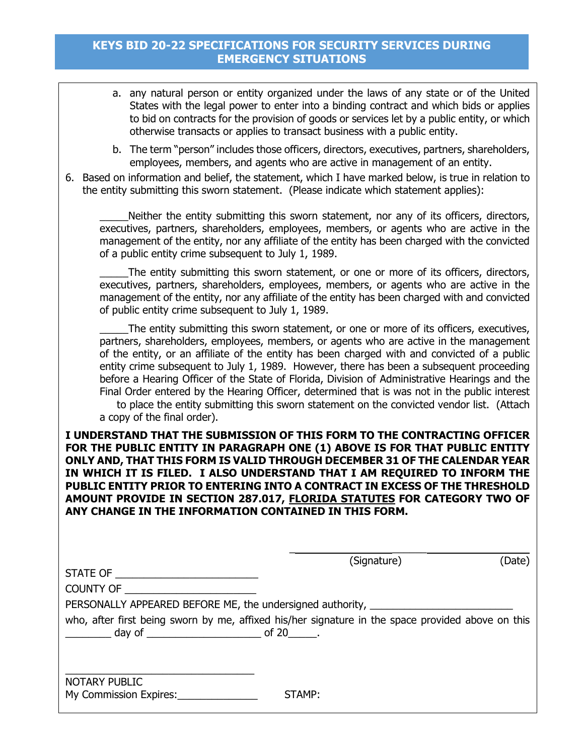a. any natural person or entity organized under the laws of any state or of the United States with the legal power to enter into a binding contract and which bids or applies to bid on contracts for the provision of goods or services let by a public entity, or which otherwise transacts or applies to transact business with a public entity.

b. The term "person" includes those officers, directors, executives, partners, shareholders, employees, members, and agents who are active in management of an entity.

6. Based on information and belief, the statement, which I have marked below, is true in relation to the entity submitting this sworn statement. (Please indicate which statement applies):

_____Neither the entity submitting this sworn statement, nor any of its officers, directors, executives, partners, shareholders, employees, members, or agents who are active in the management of the entity, nor any affiliate of the entity has been charged with the convicted of a public entity crime subsequent to July 1, 1989.

_____The entity submitting this sworn statement, or one or more of its officers, directors, executives, partners, shareholders, employees, members, or agents who are active in the management of the entity, nor any affiliate of the entity has been charged with and convicted of public entity crime subsequent to July 1, 1989.

_____The entity submitting this sworn statement, or one or more of its officers, executives, partners, shareholders, employees, members, or agents who are active in the management of the entity, or an affiliate of the entity has been charged with and convicted of a public entity crime subsequent to July 1, 1989. However, there has been a subsequent proceeding before a Hearing Officer of the State of Florida, Division of Administrative Hearings and the Final Order entered by the Hearing Officer, determined that is was not in the public interest to place the entity submitting this sworn statement on the convicted vendor list. (Attach a copy of the final order).

**I UNDERSTAND THAT THE SUBMISSION OF THIS FORM TO THE CONTRACTING OFFICER FOR THE PUBLIC ENTITY IN PARAGRAPH ONE (1) ABOVE IS FOR THAT PUBLIC ENTITY ONLY AND, THAT THIS FORM IS VALID THROUGH DECEMBER 31 OF THE CALENDAR YEAR IN WHICH IT IS FILED. I ALSO UNDERSTAND THAT I AM REQUIRED TO INFORM THE PUBLIC ENTITY PRIOR TO ENTERING INTO A CONTRACT IN EXCESS OF THE THRESHOLD AMOUNT PROVIDE IN SECTION 287.017, FLORIDA STATUTES FOR CATEGORY TWO OF ANY CHANGE IN THE INFORMATION CONTAINED IN THIS FORM.**

_______________________________ (Signature) (Date)

STATE OF ________________________

COUNTY OF _______________________

PERSONALLY APPEARED BEFORE ME, the undersigned authority, ________________________

who, after first being sworn by me, affixed his/her signature in the space provided above on this ________ day of ___________________ of 20_____.

_________________________________

NOTARY PUBLIC

My Commission Expires:______________ STAMP: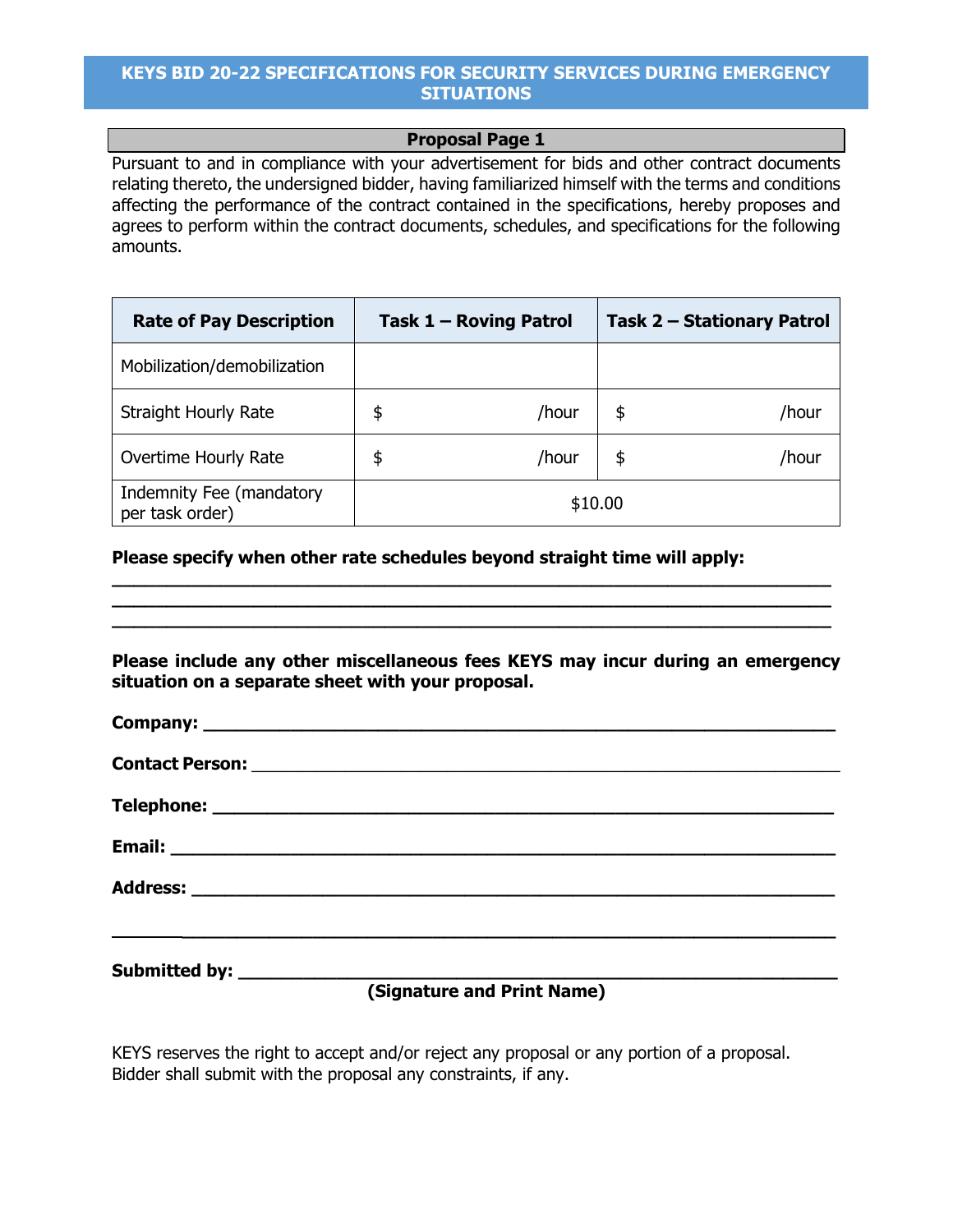# KEYS BID 20-22 SPECIFICATIONS FOR SECURITY SERVICES DURING EMERGENCY SITUATIONS

## Proposal Page 1

Pursuant to and in compliance with your advertisement for bids and other contract documents relating thereto, the undersigned bidder, having familiarized himself with the terms and conditions affecting the performance of the contract contained in the specifications, hereby proposes and agrees to perform within the contract documents, schedules, and specifications for the following amounts.

| Rate of Pay Description | Task 1 – Roving Patrol | Task 2 – Stationary Patrol |
|---|---|---|
| Mobilization/demobilization | | |
| Straight Hourly Rate | $ /hour | $ /hour |
| Overtime Hourly Rate | $ /hour | $ /hour |
| Indemnity Fee (mandatory per task order) | $10.00 | |

**Please specify when other rate schedules beyond straight time will apply:**

______________________________________________________________________

______________________________________________________________________

______________________________________________________________________

**Please include any other miscellaneous fees KEYS may incur during an emergency situation on a separate sheet with your proposal.**

**Company:** ______________________________________________________

**Contact Person:** ______________________________________________________

**Telephone:** ______________________________________________________

**Email:** ______________________________________________________

**Address:** ______________________________________________________

______________________________________________________________________

**Submitted by:** ______________________________________________________

**(Signature and Print Name)**

KEYS reserves the right to accept and/or reject any proposal or any portion of a proposal. Bidder shall submit with the proposal any constraints, if any.